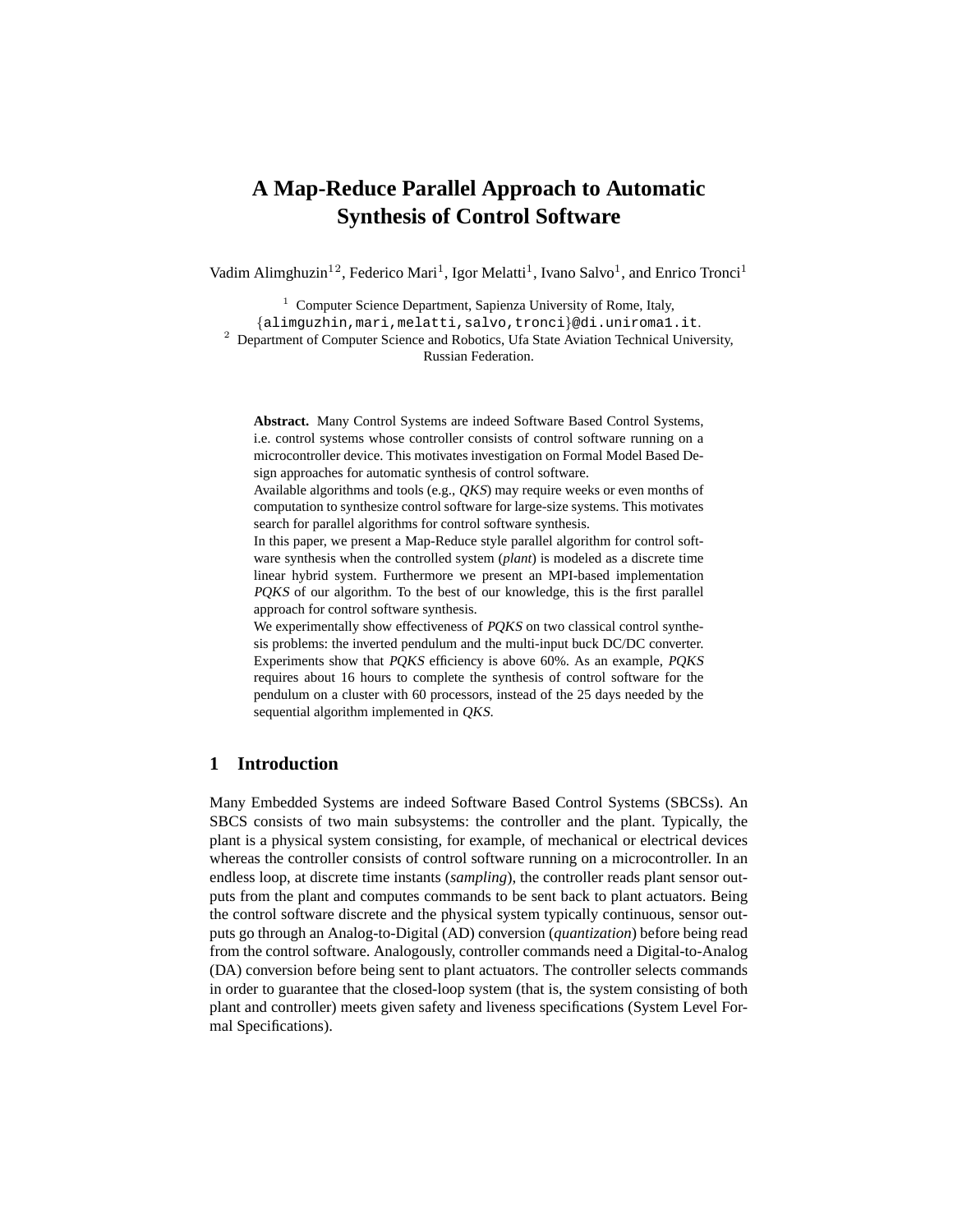# A Map-Reduce Parallel Approach to Automatic Synthesis of Control Software

Vadim Alimghuzin[1,2], Federico Mari[1], Igor Melatti[1], Ivano Salvo[1], and Enrico Tronci[1]

[1] Computer Science Department, Sapienza University of Rome, Italy, {alimguzhin,mari,melatti,salvo,tronci}@di.uniroma1.it.

[2] Department of Computer Science and Robotics, Ufa State Aviation Technical University, Russian Federation.

**Abstract.** Many Control Systems are indeed Software Based Control Systems, i.e. control systems whose controller consists of control software running on a microcontroller device. This motivates investigation on Formal Model Based Design approaches for automatic synthesis of control software.

Available algorithms and tools (e.g., *QKS*) may require weeks or even months of computation to synthesize control software for large-size systems. This motivates search for parallel algorithms for control software synthesis.

In this paper, we present a Map-Reduce style parallel algorithm for control software synthesis when the controlled system (*plant*) is modeled as a discrete time linear hybrid system. Furthermore we present an MPI-based implementation *PQKS* of our algorithm. To the best of our knowledge, this is the first parallel approach for control software synthesis.

We experimentally show effectiveness of *PQKS* on two classical control synthesis problems: the inverted pendulum and the multi-input buck DC/DC converter. Experiments show that *PQKS* efficiency is above 60%. As an example, *PQKS* requires about 16 hours to complete the synthesis of control software for the pendulum on a cluster with 60 processors, instead of the 25 days needed by the sequential algorithm implemented in *QKS*.

## 1 Introduction

Many Embedded Systems are indeed Software Based Control Systems (SBCSs). An SBCS consists of two main subsystems: the controller and the plant. Typically, the plant is a physical system consisting, for example, of mechanical or electrical devices whereas the controller consists of control software running on a microcontroller. In an endless loop, at discrete time instants (*sampling*), the controller reads plant sensor outputs from the plant and computes commands to be sent back to plant actuators. Being the control software discrete and the physical system typically continuous, sensor outputs go through an Analog-to-Digital (AD) conversion (*quantization*) before being read from the control software. Analogously, controller commands need a Digital-to-Analog (DA) conversion before being sent to plant actuators. The controller selects commands in order to guarantee that the closed-loop system (that is, the system consisting of both plant and controller) meets given safety and liveness specifications (System Level Formal Specifications).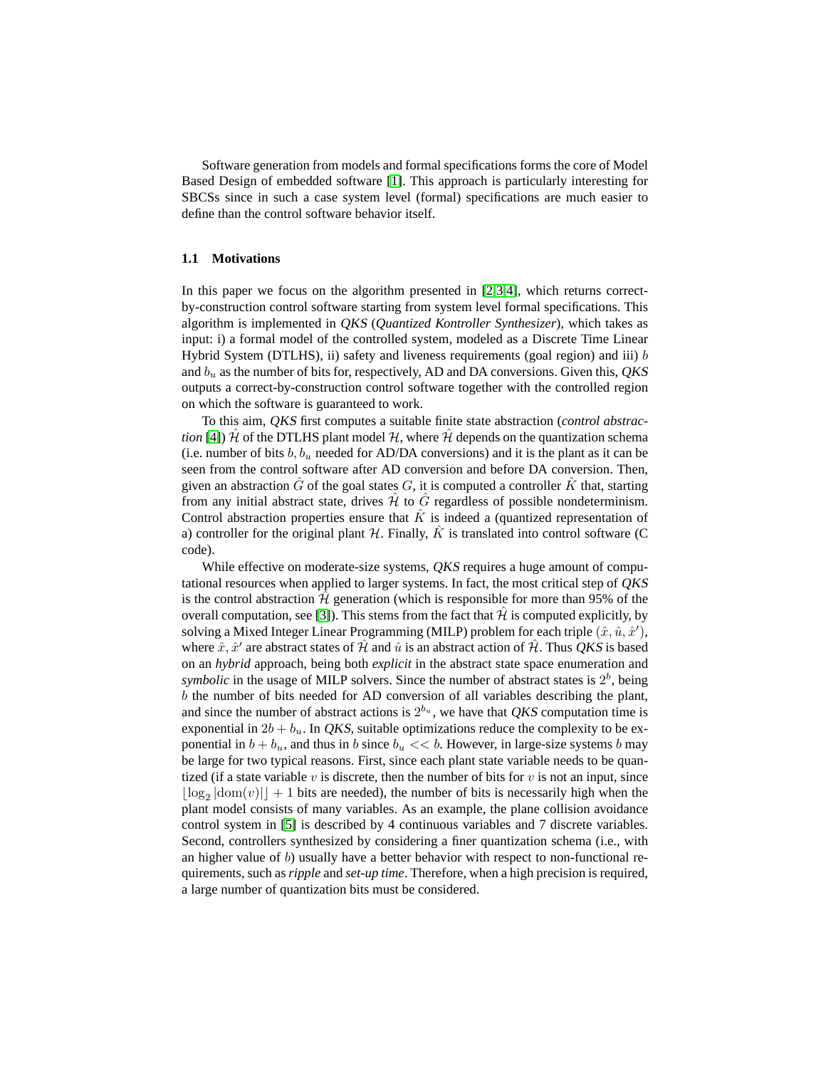Software generation from models and formal specifications forms the core of Model Based Design of embedded software [1]. This approach is particularly interesting for SBCSs since in such a case system level (formal) specifications are much easier to define than the control software behavior itself.

### 1.1 Motivations

In this paper we focus on the algorithm presented in [2,3,4], which returns correct-by-construction control software starting from system level formal specifications. This algorithm is implemented in *QKS* (*Quantized Kontroller Synthesizer*), which takes as input: i) a formal model of the controlled system, modeled as a Discrete Time Linear Hybrid System (DTLHS), ii) safety and liveness requirements (goal region) and iii) $b$ and $b_u$ as the number of bits for, respectively, AD and DA conversions. Given this, *QKS* outputs a correct-by-construction control software together with the controlled region on which the software is guaranteed to work.

To this aim, *QKS* first computes a suitable finite state abstraction (*control abstraction* [4]) $\hat{\mathcal{H}}$ of the DTLHS plant model $\mathcal{H}$, where $\hat{\mathcal{H}}$ depends on the quantization schema (i.e. number of bits $b, b_u$ needed for AD/DA conversions) and it is the plant as it can be seen from the control software after AD conversion and before DA conversion. Then, given an abstraction $\hat{G}$ of the goal states $G$, it is computed a controller $\hat{K}$ that, starting from any initial abstract state, drives $\hat{\mathcal{H}}$ to $\hat{G}$ regardless of possible nondeterminism. Control abstraction properties ensure that $\hat{K}$ is indeed a (quantized representation of a) controller for the original plant $\mathcal{H}$. Finally, $\hat{K}$ is translated into control software (C code).

While effective on moderate-size systems, *QKS* requires a huge amount of computational resources when applied to larger systems. In fact, the most critical step of *QKS* is the control abstraction $\hat{\mathcal{H}}$ generation (which is responsible for more than 95% of the overall computation, see [3]). This stems from the fact that $\hat{\mathcal{H}}$ is computed explicitly, by solving a Mixed Integer Linear Programming (MILP) problem for each triple $(\hat{x}, \hat{u}, \hat{x}')$, where $\hat{x}, \hat{x}'$ are abstract states of $\hat{\mathcal{H}}$ and $\hat{u}$ is an abstract action of $\hat{\mathcal{H}}$. Thus *QKS* is based on an *hybrid* approach, being both *explicit* in the abstract state space enumeration and *symbolic* in the usage of MILP solvers. Since the number of abstract states is $2^b$, being $b$ the number of bits needed for AD conversion of all variables describing the plant, and since the number of abstract actions is $2^{b_u}$, we have that *QKS* computation time is exponential in $2b + b_u$. In *QKS*, suitable optimizations reduce the complexity to be exponential in $b + b_u$, and thus in $b$ since $b_u << b$. However, in large-size systems $b$ may be large for two typical reasons. First, since each plant state variable needs to be quantized (if a state variable $v$ is discrete, then the number of bits for $v$ is not an input, since $\lfloor \log_2 |\text{dom}(v)| \rfloor + 1$ bits are needed), the number of bits is necessarily high when the plant model consists of many variables. As an example, the plane collision avoidance control system in [5] is described by 4 continuous variables and 7 discrete variables. Second, controllers synthesized by considering a finer quantization schema (i.e., with an higher value of $b$) usually have a better behavior with respect to non-functional requirements, such as *ripple* and *set-up time*. Therefore, when a high precision is required, a large number of quantization bits must be considered.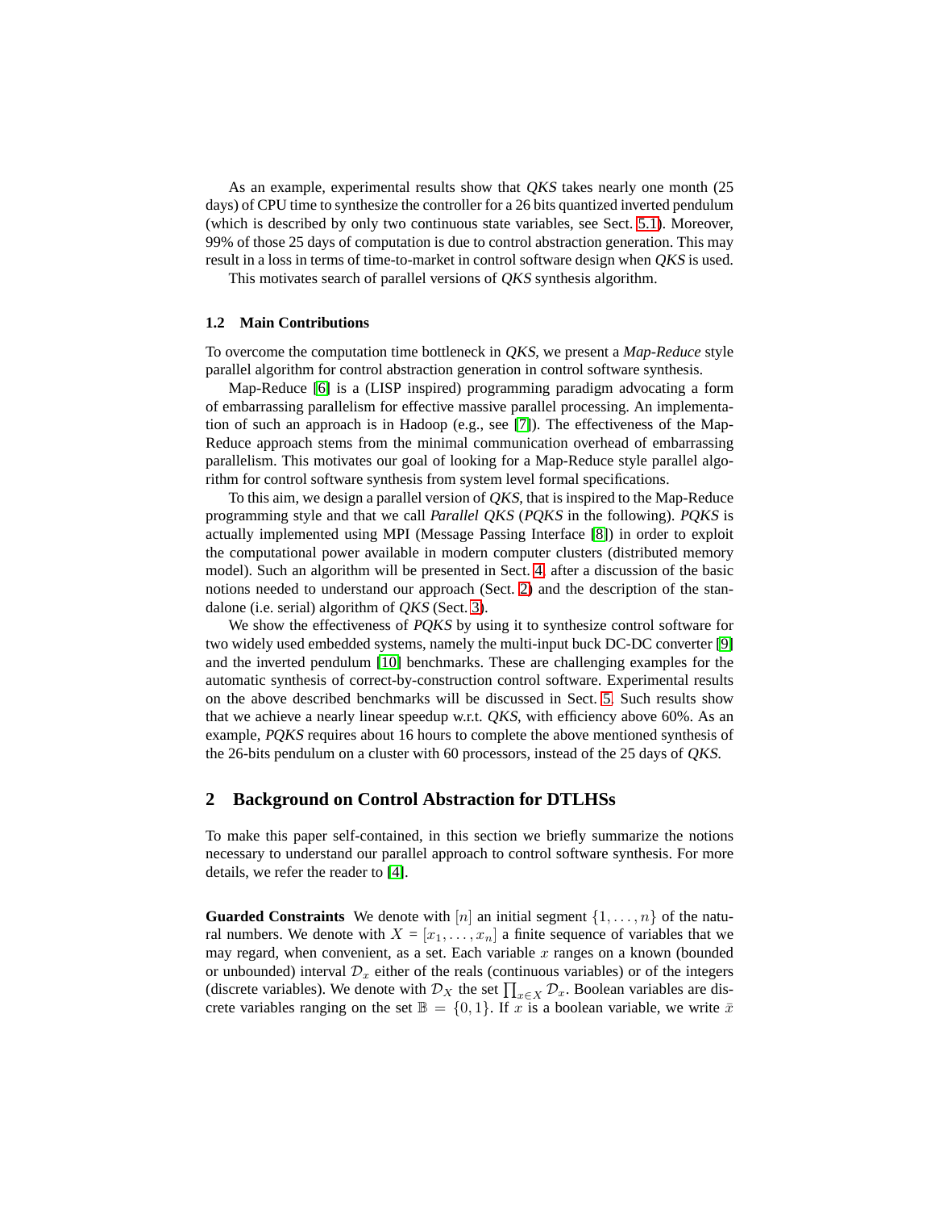As an example, experimental results show that *QKS* takes nearly one month (25 days) of CPU time to synthesize the controller for a 26 bits quantized inverted pendulum (which is described by only two continuous state variables, see Sect. 5.1). Moreover, 99% of those 25 days of computation is due to control abstraction generation. This may result in a loss in terms of time-to-market in control software design when *QKS* is used.

This motivates search of parallel versions of *QKS* synthesis algorithm.

### 1.2 Main Contributions

To overcome the computation time bottleneck in *QKS*, we present a *Map-Reduce* style parallel algorithm for control abstraction generation in control software synthesis.

Map-Reduce [6] is a (LISP inspired) programming paradigm advocating a form of embarrassing parallelism for effective massive parallel processing. An implementation of such an approach is in Hadoop (e.g., see [7]). The effectiveness of the Map-Reduce approach stems from the minimal communication overhead of embarrassing parallelism. This motivates our goal of looking for a Map-Reduce style parallel algorithm for control software synthesis from system level formal specifications.

To this aim, we design a parallel version of *QKS*, that is inspired to the Map-Reduce programming style and that we call *Parallel QKS* (*PQKS* in the following). *PQKS* is actually implemented using MPI (Message Passing Interface [8]) in order to exploit the computational power available in modern computer clusters (distributed memory model). Such an algorithm will be presented in Sect. 4, after a discussion of the basic notions needed to understand our approach (Sect. 2) and the description of the standalone (i.e. serial) algorithm of *QKS* (Sect. 3).

We show the effectiveness of *PQKS* by using it to synthesize control software for two widely used embedded systems, namely the multi-input buck DC-DC converter [9] and the inverted pendulum [10] benchmarks. These are challenging examples for the automatic synthesis of correct-by-construction control software. Experimental results on the above described benchmarks will be discussed in Sect. 5. Such results show that we achieve a nearly linear speedup w.r.t. *QKS*, with efficiency above 60%. As an example, *PQKS* requires about 16 hours to complete the above mentioned synthesis of the 26-bits pendulum on a cluster with 60 processors, instead of the 25 days of *QKS*.

## 2 Background on Control Abstraction for DTLHSs

To make this paper self-contained, in this section we briefly summarize the notions necessary to understand our parallel approach to control software synthesis. For more details, we refer the reader to [4].

**Guarded Constraints** We denote with $[n]$ an initial segment $\{1, \ldots, n\}$ of the natural numbers. We denote with $X = [x_1, \ldots, x_n]$ a finite sequence of variables that we may regard, when convenient, as a set. Each variable $x$ ranges on a known (bounded or unbounded) interval $\mathcal{D}_x$ either of the reals (continuous variables) or of the integers (discrete variables). We denote with $\mathcal{D}_X$ the set $\prod_{x \in X} \mathcal{D}_x$. Boolean variables are discrete variables ranging on the set $\mathbb{B} = \{0, 1\}$. If $x$ is a boolean variable, we write $\bar{x}$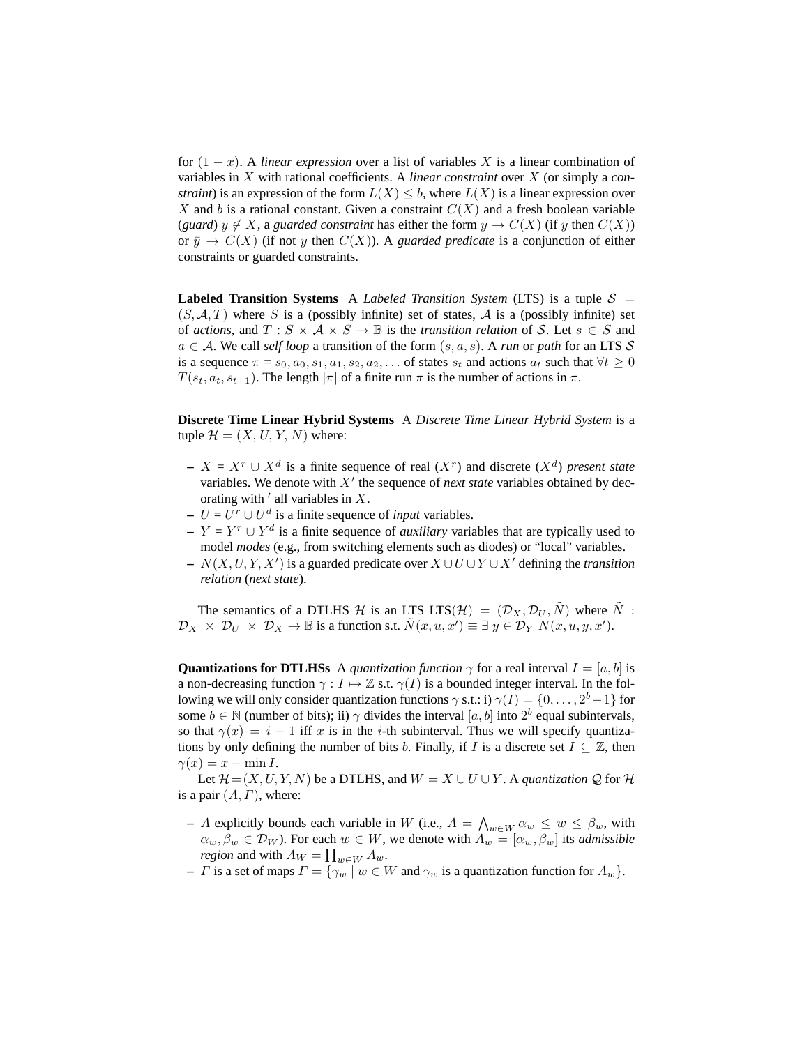for $(1 - x)$. A *linear expression* over a list of variables $X$ is a linear combination of variables in $X$ with rational coefficients. A *linear constraint* over $X$ (or simply a *constraint*) is an expression of the form $L(X) \leq b$, where $L(X)$ is a linear expression over $X$ and $b$ is a rational constant. Given a constraint $C(X)$ and a fresh boolean variable (*guard*) $y \notin X$, a *guarded constraint* has either the form $y \rightarrow C(X)$ (if $y$ then $C(X)$) or $\bar{y} \rightarrow C(X)$ (if not $y$ then $C(X)$). A *guarded predicate* is a conjunction of either constraints or guarded constraints.

**Labeled Transition Systems** A *Labeled Transition System* (LTS) is a tuple $\mathcal{S} = (S, \mathcal{A}, T)$ where $S$ is a (possibly infinite) set of states, $\mathcal{A}$ is a (possibly infinite) set of *actions*, and $T : S \times \mathcal{A} \times S \rightarrow \mathbb{B}$ is the *transition relation* of $\mathcal{S}$. Let $s \in S$ and $a \in \mathcal{A}$. We call *self loop* a transition of the form $(s, a, s)$. A *run* or *path* for an LTS $\mathcal{S}$ is a sequence $\pi = s_0, a_0, s_1, a_1, s_2, a_2, \ldots$ of states $s_t$ and actions $a_t$ such that $\forall t \geq 0$ $T(s_t, a_t, s_{t+1})$. The length $|\pi|$ of a finite run $\pi$ is the number of actions in $\pi$.

**Discrete Time Linear Hybrid Systems** A *Discrete Time Linear Hybrid System* is a tuple $\mathcal{H} = (X, U, Y, N)$ where:

- $X = X^r \cup X^d$ is a finite sequence of real ($X^r$) and discrete ($X^d$) *present state* variables. We denote with $X'$ the sequence of *next state* variables obtained by decorating with $'$ all variables in $X$.
- $U = U^r \cup U^d$ is a finite sequence of *input* variables.
- $Y = Y^r \cup Y^d$ is a finite sequence of *auxiliary* variables that are typically used to model *modes* (e.g., from switching elements such as diodes) or "local" variables.
- $N(X, U, Y, X')$ is a guarded predicate over $X \cup U \cup Y \cup X'$ defining the *transition relation* (*next state*).

The semantics of a DTLHS $\mathcal{H}$ is an LTS LTS($\mathcal{H}$) $= (\mathcal{D}_X, \mathcal{D}_U, \tilde{N})$ where $\tilde{N}$ : $\mathcal{D}_X \times \mathcal{D}_U \times \mathcal{D}_X \rightarrow \mathbb{B}$ is a function s.t. $\tilde{N}(x, u, x') \equiv \exists\, y \in \mathcal{D}_Y\; N(x, u, y, x')$.

**Quantizations for DTLHSs** A *quantization function* $\gamma$ for a real interval $I = [a, b]$ is a non-decreasing function $\gamma : I \mapsto \mathbb{Z}$ s.t. $\gamma(I)$ is a bounded integer interval. In the following we will only consider quantization functions $\gamma$ s.t.: i) $\gamma(I) = \{0, \ldots, 2^b - 1\}$ for some $b \in \mathbb{N}$ (number of bits); ii) $\gamma$ divides the interval $[a, b]$ into $2^b$ equal subintervals, so that $\gamma(x) = i - 1$ iff $x$ is in the $i$-th subinterval. Thus we will specify quantizations by only defining the number of bits $b$. Finally, if $I$ is a discrete set $I \subseteq \mathbb{Z}$, then $\gamma(x) = x - \min I$.

Let $\mathcal{H} = (X, U, Y, N)$ be a DTLHS, and $W = X \cup U \cup Y$. A *quantization* $\mathcal{Q}$ for $\mathcal{H}$ is a pair $(A, \Gamma)$, where:

- $A$ explicitly bounds each variable in $W$ (i.e., $A = \bigwedge_{w \in W} \alpha_w \leq w \leq \beta_w$, with $\alpha_w, \beta_w \in \mathcal{D}_W$). For each $w \in W$, we denote with $A_w = [\alpha_w, \beta_w]$ its *admissible region* and with $A_W = \prod_{w \in W} A_w$.
- $\Gamma$ is a set of maps $\Gamma = \{\gamma_w \mid w \in W$ and $\gamma_w$ is a quantization function for $A_w\}$.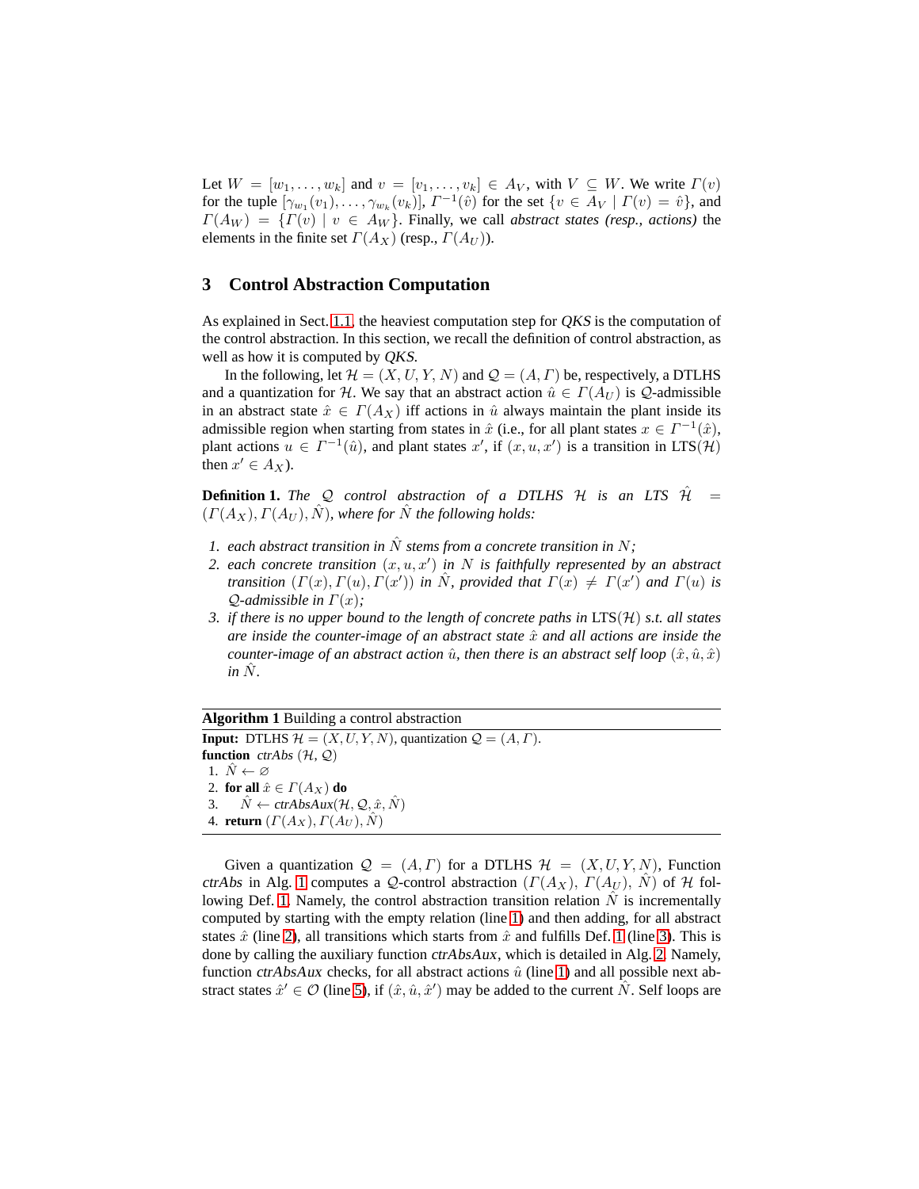Let $W = [w_1, \ldots, w_k]$ and $v = [v_1, \ldots, v_k] \in A_V$, with $V \subseteq W$. We write $\Gamma(v)$ for the tuple $[\gamma_{w_1}(v_1), \ldots, \gamma_{w_k}(v_k)]$, $\Gamma^{-1}(\hat{v})$ for the set $\{v \in A_V \mid \Gamma(v) = \hat{v}\}$, and $\Gamma(A_W) = \{\Gamma(v) \mid v \in A_W\}$. Finally, we call *abstract states (resp., actions)* the elements in the finite set $\Gamma(A_X)$ (resp., $\Gamma(A_U)$).

## 3 Control Abstraction Computation

As explained in Sect. 1.1, the heaviest computation step for *QKS* is the computation of the control abstraction. In this section, we recall the definition of control abstraction, as well as how it is computed by *QKS*.

In the following, let $\mathcal{H} = (X, U, Y, N)$ and $\mathcal{Q} = (A, \Gamma)$ be, respectively, a DTLHS and a quantization for $\mathcal{H}$. We say that an abstract action $\hat{u} \in \Gamma(A_U)$ is $\mathcal{Q}$-admissible in an abstract state $\hat{x} \in \Gamma(A_X)$ iff actions in $\hat{u}$ always maintain the plant inside its admissible region when starting from states in $\hat{x}$ (i.e., for all plant states $x \in \Gamma^{-1}(\hat{x})$, plant actions $u \in \Gamma^{-1}(\hat{u})$, and plant states $x'$, if $(x, u, x')$ is a transition in $\mathrm{LTS}(\mathcal{H})$ then $x' \in A_X$).

**Definition 1.** *The $\mathcal{Q}$ control abstraction of a DTLHS $\mathcal{H}$ is an LTS $\hat{\mathcal{H}} = (\Gamma(A_X), \Gamma(A_U), \hat{N})$, where for $\hat{N}$ the following holds:*

1. *each abstract transition in $\hat{N}$ stems from a concrete transition in $N$;*
2. *each concrete transition $(x, u, x')$ in $N$ is faithfully represented by an abstract transition $(\Gamma(x), \Gamma(u), \Gamma(x'))$ in $\hat{N}$, provided that $\Gamma(x) \neq \Gamma(x')$ and $\Gamma(u)$ is $\mathcal{Q}$-admissible in $\Gamma(x)$;*
3. *if there is no upper bound to the length of concrete paths in $\mathrm{LTS}(\mathcal{H})$ s.t. all states are inside the counter-image of an abstract state $\hat{x}$ and all actions are inside the counter-image of an abstract action $\hat{u}$, then there is an abstract self loop $(\hat{x}, \hat{u}, \hat{x})$ in $\hat{N}$.*

**Algorithm 1** Building a control abstraction

**Input:** DTLHS $\mathcal{H} = (X, U, Y, N)$, quantization $\mathcal{Q} = (A, \Gamma)$.
**function** *ctrAbs* ($\mathcal{H}$, $\mathcal{Q}$)
1. $\hat{N} \leftarrow \varnothing$
2. **for all** $\hat{x} \in \Gamma(A_X)$ **do**
3. $\quad \hat{N} \leftarrow ctrAbsAux(\mathcal{H}, \mathcal{Q}, \hat{x}, \hat{N})$
4. **return** $(\Gamma(A_X), \Gamma(A_U), \hat{N})$

Given a quantization $\mathcal{Q} = (A, \Gamma)$ for a DTLHS $\mathcal{H} = (X, U, Y, N)$, Function *ctrAbs* in Alg. 1 computes a $\mathcal{Q}$-control abstraction $(\Gamma(A_X), \Gamma(A_U), \hat{N})$ of $\mathcal{H}$ following Def. 1. Namely, the control abstraction transition relation $\hat{N}$ is incrementally computed by starting with the empty relation (line 1) and then adding, for all abstract states $\hat{x}$ (line 2), all transitions which starts from $\hat{x}$ and fulfills Def. 1 (line 3). This is done by calling the auxiliary function *ctrAbsAux*, which is detailed in Alg. 2. Namely, function *ctrAbsAux* checks, for all abstract actions $\hat{u}$ (line 1) and all possible next abstract states $\hat{x}' \in \mathcal{O}$ (line 5), if $(\hat{x}, \hat{u}, \hat{x}')$ may be added to the current $\hat{N}$. Self loops are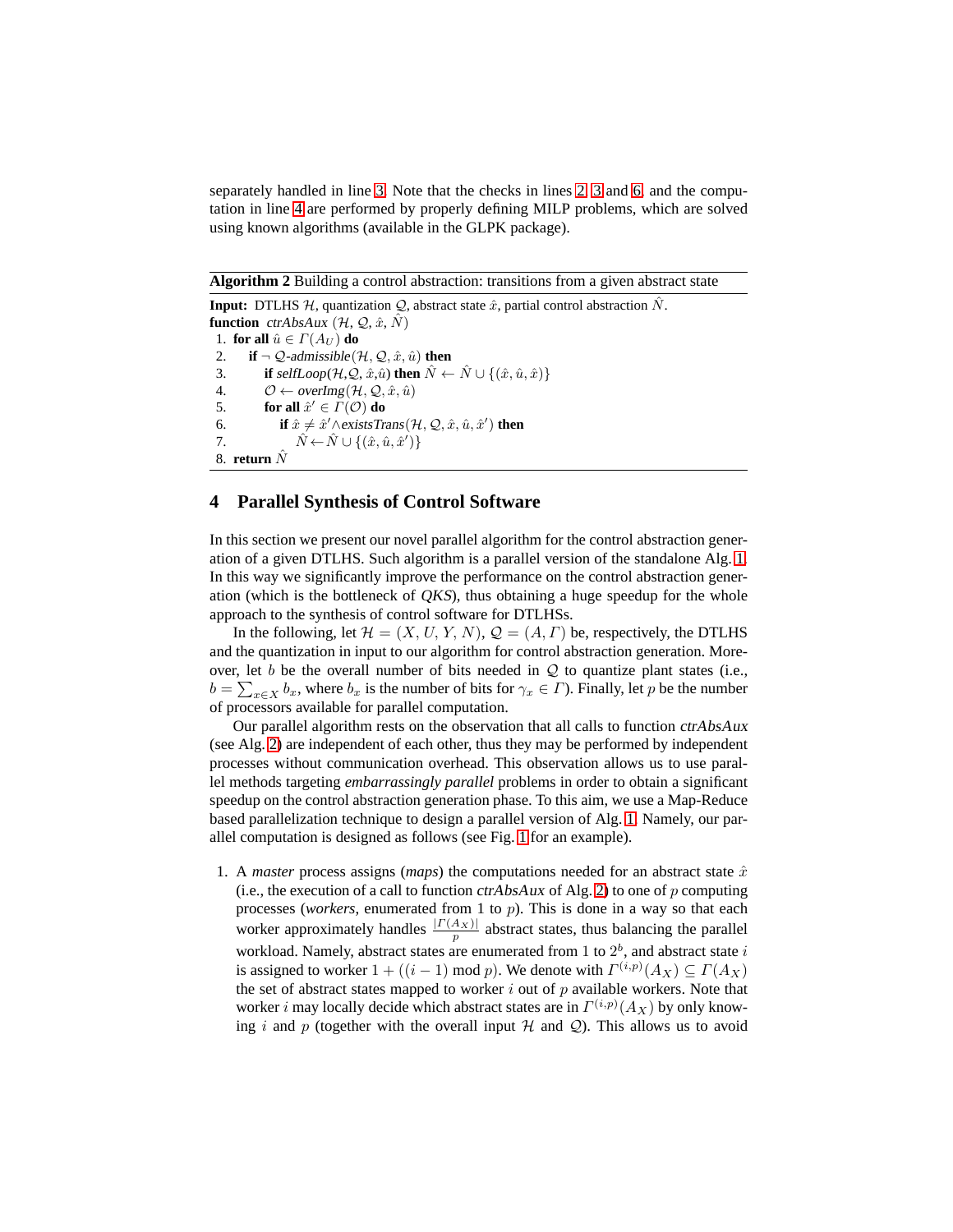separately handled in line 3. Note that the checks in lines 2, 3 and 6, and the computation in line 4 are performed by properly defining MILP problems, which are solved using known algorithms (available in the GLPK package).

---

**Algorithm 2** Building a control abstraction: transitions from a given abstract state

---

**Input:** DTLHS $\mathcal{H}$, quantization $\mathcal{Q}$, abstract state $\hat{x}$, partial control abstraction $\hat{N}$.
**function** *ctrAbsAux* ($\mathcal{H}$, $\mathcal{Q}$, $\hat{x}$, $\hat{N}$)

1. **for all** $\hat{u} \in \Gamma(A_U)$ **do**
2. &nbsp;&nbsp;&nbsp;&nbsp;**if** $\neg$ $\mathcal{Q}$-*admissible*($\mathcal{H}$, $\mathcal{Q}$, $\hat{x}$, $\hat{u}$) **then**
3. &nbsp;&nbsp;&nbsp;&nbsp;&nbsp;&nbsp;&nbsp;&nbsp;**if** *selfLoop*($\mathcal{H}$,$\mathcal{Q}$, $\hat{x}$,$\hat{u}$) **then** $\hat{N} \leftarrow \hat{N} \cup \{(\hat{x}, \hat{u}, \hat{x})\}$
4. &nbsp;&nbsp;&nbsp;&nbsp;&nbsp;&nbsp;&nbsp;&nbsp;$\mathcal{O} \leftarrow$ *overImg*($\mathcal{H}$, $\mathcal{Q}$, $\hat{x}$, $\hat{u}$)
5. &nbsp;&nbsp;&nbsp;&nbsp;&nbsp;&nbsp;&nbsp;&nbsp;**for all** $\hat{x}' \in \Gamma(\mathcal{O})$ **do**
6. &nbsp;&nbsp;&nbsp;&nbsp;&nbsp;&nbsp;&nbsp;&nbsp;&nbsp;&nbsp;&nbsp;&nbsp;**if** $\hat{x} \neq \hat{x}' \wedge$*existsTrans*($\mathcal{H}$, $\mathcal{Q}$, $\hat{x}$, $\hat{u}$, $\hat{x}'$) **then**
7. &nbsp;&nbsp;&nbsp;&nbsp;&nbsp;&nbsp;&nbsp;&nbsp;&nbsp;&nbsp;&nbsp;&nbsp;&nbsp;&nbsp;&nbsp;&nbsp;$\hat{N} \leftarrow \hat{N} \cup \{(\hat{x}, \hat{u}, \hat{x}')\}$
8. **return** $\hat{N}$

---

## 4 Parallel Synthesis of Control Software

In this section we present our novel parallel algorithm for the control abstraction generation of a given DTLHS. Such algorithm is a parallel version of the standalone Alg. 1. In this way we significantly improve the performance on the control abstraction generation (which is the bottleneck of *QKS*), thus obtaining a huge speedup for the whole approach to the synthesis of control software for DTLHSs.

In the following, let $\mathcal{H} = (X, U, Y, N)$, $\mathcal{Q} = (A, \Gamma)$ be, respectively, the DTLHS and the quantization in input to our algorithm for control abstraction generation. Moreover, let $b$ be the overall number of bits needed in $\mathcal{Q}$ to quantize plant states (i.e., $b = \sum_{x \in X} b_x$, where $b_x$ is the number of bits for $\gamma_x \in \Gamma$). Finally, let $p$ be the number of processors available for parallel computation.

Our parallel algorithm rests on the observation that all calls to function *ctrAbsAux* (see Alg. 2) are independent of each other, thus they may be performed by independent processes without communication overhead. This observation allows us to use parallel methods targeting *embarrassingly parallel* problems in order to obtain a significant speedup on the control abstraction generation phase. To this aim, we use a Map-Reduce based parallelization technique to design a parallel version of Alg. 1. Namely, our parallel computation is designed as follows (see Fig. 1 for an example).

1. A *master* process assigns (*maps*) the computations needed for an abstract state $\hat{x}$ (i.e., the execution of a call to function *ctrAbsAux* of Alg. 2) to one of $p$ computing processes (*workers*, enumerated from 1 to $p$). This is done in a way so that each worker approximately handles $\frac{|\Gamma(A_X)|}{p}$ abstract states, thus balancing the parallel workload. Namely, abstract states are enumerated from 1 to $2^b$, and abstract state $i$ is assigned to worker $1 + ((i-1) \bmod p)$. We denote with $\Gamma^{(i,p)}(A_X) \subseteq \Gamma(A_X)$ the set of abstract states mapped to worker $i$ out of $p$ available workers. Note that worker $i$ may locally decide which abstract states are in $\Gamma^{(i,p)}(A_X)$ by only knowing $i$ and $p$ (together with the overall input $\mathcal{H}$ and $\mathcal{Q}$). This allows us to avoid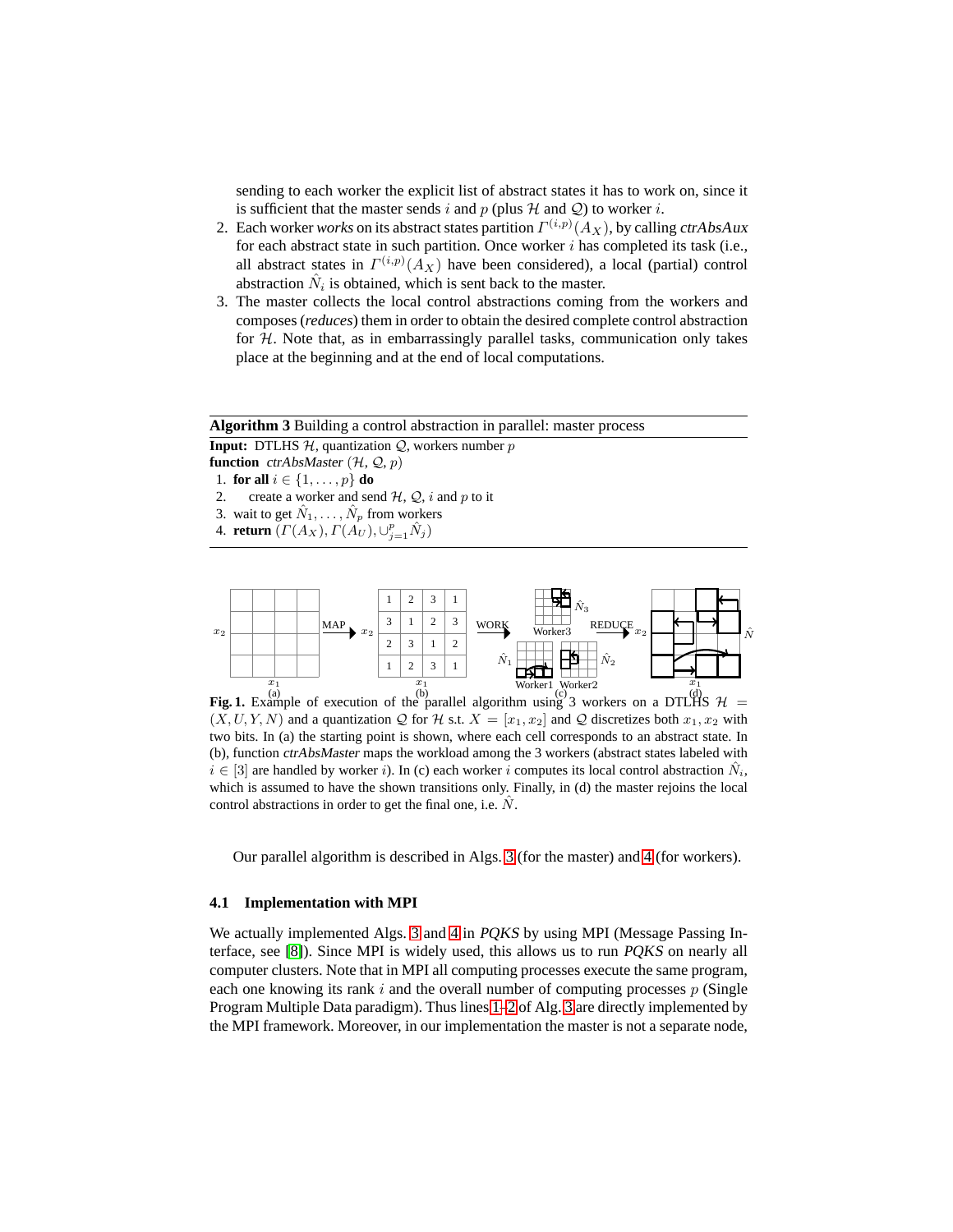sending to each worker the explicit list of abstract states it has to work on, since it is sufficient that the master sends $i$ and $p$ (plus $\mathcal{H}$ and $\mathcal{Q}$) to worker $i$.

2. Each worker *works* on its abstract states partition $\Gamma^{(i,p)}(A_X)$, by calling *ctrAbsAux* for each abstract state in such partition. Once worker $i$ has completed its task (i.e., all abstract states in $\Gamma^{(i,p)}(A_X)$ have been considered), a local (partial) control abstraction $\hat{N}_i$ is obtained, which is sent back to the master.
3. The master collects the local control abstractions coming from the workers and composes (*reduces*) them in order to obtain the desired complete control abstraction for $\mathcal{H}$. Note that, as in embarrassingly parallel tasks, communication only takes place at the beginning and at the end of local computations.

**Algorithm 3** Building a control abstraction in parallel: master process

**Input:** DTLHS $\mathcal{H}$, quantization $\mathcal{Q}$, workers number $p$
**function** *ctrAbsMaster* ($\mathcal{H}$, $\mathcal{Q}$, $p$)

1. **for all** $i \in \{1, \ldots, p\}$ **do**
2. create a worker and send $\mathcal{H}$, $\mathcal{Q}$, $i$ and $p$ to it
3. wait to get $\hat{N}_1, \ldots, \hat{N}_p$ from workers
4. **return** $(\Gamma(A_X), \Gamma(A_U), \cup_{j=1}^{p} \hat{N}_j)$

**Fig. 1.** Example of execution of the parallel algorithm using 3 workers on a DTLHS $\mathcal{H} = (X, U, Y, N)$ and a quantization $\mathcal{Q}$ for $\mathcal{H}$ s.t. $X = [x_1, x_2]$ and $\mathcal{Q}$ discretizes both $x_1, x_2$ with two bits. In (a) the starting point is shown, where each cell corresponds to an abstract state. In (b), function *ctrAbsMaster* maps the workload among the 3 workers (abstract states labeled with $i \in [3]$ are handled by worker $i$). In (c) each worker $i$ computes its local control abstraction $\hat{N}_i$, which is assumed to have the shown transitions only. Finally, in (d) the master rejoins the local control abstractions in order to get the final one, i.e. $\hat{N}$.

Our parallel algorithm is described in Algs. 3 (for the master) and 4 (for workers).

### 4.1 Implementation with MPI

We actually implemented Algs. 3 and 4 in *PQKS* by using MPI (Message Passing Interface, see [8]). Since MPI is widely used, this allows us to run *PQKS* on nearly all computer clusters. Note that in MPI all computing processes execute the same program, each one knowing its rank $i$ and the overall number of computing processes $p$ (Single Program Multiple Data paradigm). Thus lines 1–2 of Alg. 3 are directly implemented by the MPI framework. Moreover, in our implementation the master is not a separate node,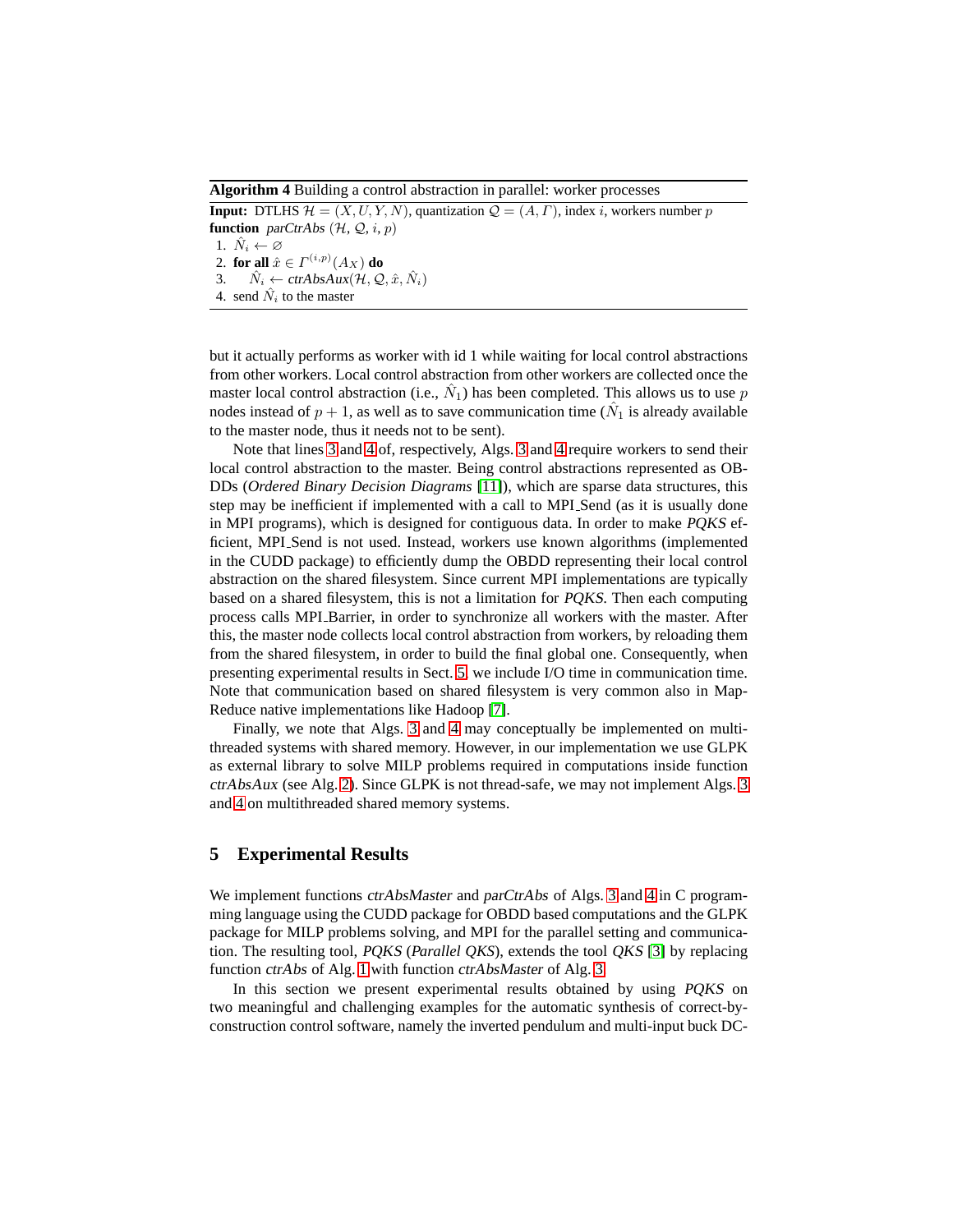**Algorithm 4** Building a control abstraction in parallel: worker processes

**Input:** DTLHS $\mathcal{H} = (X, U, Y, N)$, quantization $\mathcal{Q} = (A, \Gamma)$, index $i$, workers number $p$
**function** *parCtrAbs* $(\mathcal{H}, \mathcal{Q}, i, p)$
1. $\hat{N}_i \leftarrow \varnothing$
2. **for all** $\hat{x} \in \Gamma^{(i,p)}(A_X)$ **do**
3. $\quad \hat{N}_i \leftarrow$ *ctrAbsAux*$(\mathcal{H}, \mathcal{Q}, \hat{x}, \hat{N}_i)$
4. send $\hat{N}_i$ to the master

but it actually performs as worker with id 1 while waiting for local control abstractions from other workers. Local control abstraction from other workers are collected once the master local control abstraction (i.e., $\hat{N}_1$) has been completed. This allows us to use $p$ nodes instead of $p+1$, as well as to save communication time ($\hat{N}_1$ is already available to the master node, thus it needs not to be sent).

Note that lines 3 and 4 of, respectively, Algs. 3 and 4 require workers to send their local control abstraction to the master. Being control abstractions represented as OBDDs (*Ordered Binary Decision Diagrams* [11]), which are sparse data structures, this step may be inefficient if implemented with a call to MPI_Send (as it is usually done in MPI programs), which is designed for contiguous data. In order to make *PQKS* efficient, MPI_Send is not used. Instead, workers use known algorithms (implemented in the CUDD package) to efficiently dump the OBDD representing their local control abstraction on the shared filesystem. Since current MPI implementations are typically based on a shared filesystem, this is not a limitation for *PQKS*. Then each computing process calls MPI_Barrier, in order to synchronize all workers with the master. After this, the master node collects local control abstraction from workers, by reloading them from the shared filesystem, in order to build the final global one. Consequently, when presenting experimental results in Sect. 5, we include I/O time in communication time. Note that communication based on shared filesystem is very common also in Map-Reduce native implementations like Hadoop [7].

Finally, we note that Algs. 3 and 4 may conceptually be implemented on multi-threaded systems with shared memory. However, in our implementation we use GLPK as external library to solve MILP problems required in computations inside function *ctrAbsAux* (see Alg. 2). Since GLPK is not thread-safe, we may not implement Algs. 3 and 4 on multithreaded shared memory systems.

## 5 Experimental Results

We implement functions *ctrAbsMaster* and *parCtrAbs* of Algs. 3 and 4 in C programming language using the CUDD package for OBDD based computations and the GLPK package for MILP problems solving, and MPI for the parallel setting and communication. The resulting tool, *PQKS* (*Parallel QKS*), extends the tool *QKS* [3] by replacing function *ctrAbs* of Alg. 1 with function *ctrAbsMaster* of Alg. 3.

In this section we present experimental results obtained by using *PQKS* on two meaningful and challenging examples for the automatic synthesis of correct-by-construction control software, namely the inverted pendulum and multi-input buck DC-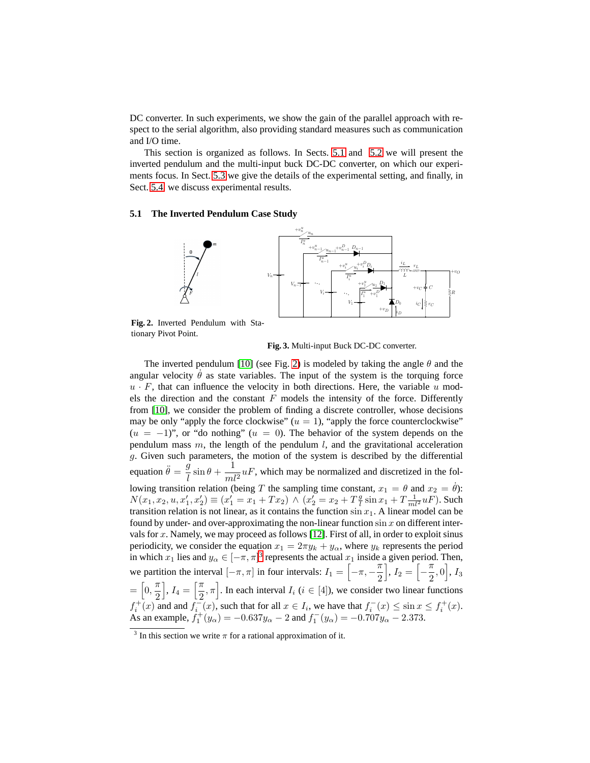DC converter. In such experiments, we show the gain of the parallel approach with respect to the serial algorithm, also providing standard measures such as communication and I/O time.

This section is organized as follows. In Sects. 5.1 and 5.2 we will present the inverted pendulum and the multi-input buck DC-DC converter, on which our experiments focus. In Sect. 5.3 we give the details of the experimental setting, and finally, in Sect. 5.4 we discuss experimental results.

### 5.1 The Inverted Pendulum Case Study

**Fig. 2.** Inverted Pendulum with Stationary Pivot Point.

**Fig. 3.** Multi-input Buck DC-DC converter.

The inverted pendulum [10] (see Fig. 2) is modeled by taking the angle $\theta$ and the angular velocity $\dot{\theta}$ as state variables. The input of the system is the torquing force $u \cdot F$, that can influence the velocity in both directions. Here, the variable $u$ models the direction and the constant $F$ models the intensity of the force. Differently from [10], we consider the problem of finding a discrete controller, whose decisions may be only "apply the force clockwise" ($u = 1$), "apply the force counterclockwise" ($u = -1$)", or "do nothing" ($u = 0$). The behavior of the system depends on the pendulum mass $m$, the length of the pendulum $l$, and the gravitational acceleration $g$. Given such parameters, the motion of the system is described by the differential equation $\ddot{\theta} = \dfrac{g}{l}\sin\theta + \dfrac{1}{ml^2}uF$, which may be normalized and discretized in the following transition relation (being $T$ the sampling time constant, $x_1 = \theta$ and $x_2 = \dot{\theta}$): $N(x_1, x_2, u, x_1', x_2') \equiv (x_1' = x_1 + Tx_2) \wedge (x_2' = x_2 + T\frac{g}{l}\sin x_1 + T\frac{1}{ml^2}uF)$. Such transition relation is not linear, as it contains the function $\sin x_1$. A linear model can be found by under- and over-approximating the non-linear function $\sin x$ on different intervals for $x$. Namely, we may proceed as follows [12]. First of all, in order to exploit sinus periodicity, we consider the equation $x_1 = 2\pi y_k + y_\alpha$, where $y_k$ represents the period in which $x_1$ lies and $y_\alpha \in [-\pi, \pi]$[3] represents the actual $x_1$ inside a given period. Then, we partition the interval $[-\pi, \pi]$ in four intervals: $I_1 = \left[-\pi, -\dfrac{\pi}{2}\right]$, $I_2 = \left[-\dfrac{\pi}{2}, 0\right]$, $I_3 = \left[0, \dfrac{\pi}{2}\right]$, $I_4 = \left[\dfrac{\pi}{2}, \pi\right]$. In each interval $I_i$ ($i \in [4]$), we consider two linear functions $f_i^+(x)$ and and $f_i^-(x)$, such that for all $x \in I_i$, we have that $f_i^-(x) \le \sin x \le f_i^+(x)$. As an example, $f_1^+(y_\alpha) = -0.637y_\alpha - 2$ and $f_1^-(y_\alpha) = -0.707y_\alpha - 2.373$.

[3] In this section we write $\pi$ for a rational approximation of it.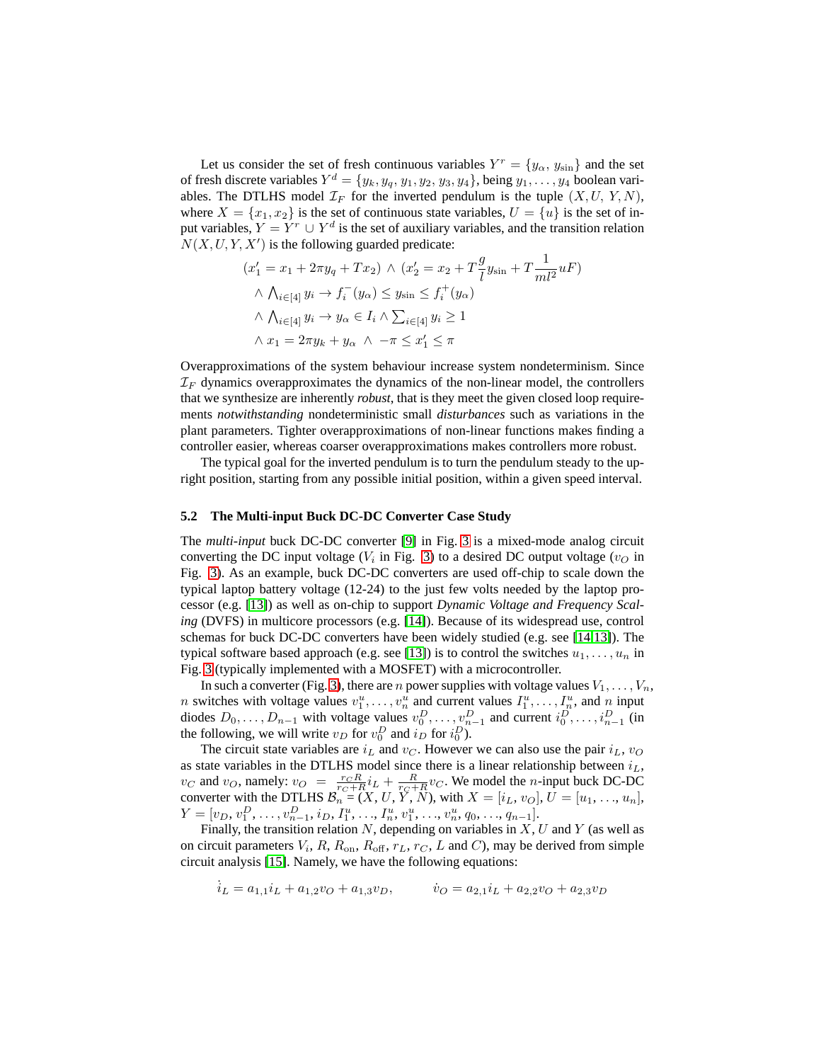Let us consider the set of fresh continuous variables $Y^r = \{y_\alpha, y_{\sin}\}$ and the set of fresh discrete variables $Y^d = \{y_k, y_q, y_1, y_2, y_3, y_4\}$, being $y_1, \ldots, y_4$ boolean variables. The DTLHS model $\mathcal{I}_F$ for the inverted pendulum is the tuple $(X, U, Y, N)$, where $X = \{x_1, x_2\}$ is the set of continuous state variables, $U = \{u\}$ is the set of input variables, $Y = Y^r \cup Y^d$ is the set of auxiliary variables, and the transition relation $N(X, U, Y, X')$ is the following guarded predicate:

$$
\begin{aligned}
&(x_1' = x_1 + 2\pi y_q + T x_2) \wedge (x_2' = x_2 + T\frac{g}{l} y_{\sin} + T\frac{1}{ml^2} uF) \\
&\wedge \textstyle\bigwedge_{i \in [4]} y_i \rightarrow f_i^-(y_\alpha) \leq y_{\sin} \leq f_i^+(y_\alpha) \\
&\wedge \textstyle\bigwedge_{i \in [4]} y_i \rightarrow y_\alpha \in I_i \wedge \sum_{i \in [4]} y_i \geq 1 \\
&\wedge x_1 = 2\pi y_k + y_\alpha \ \wedge \ -\pi \leq x_1' \leq \pi
\end{aligned}
$$

Overapproximations of the system behaviour increase system nondeterminism. Since $\mathcal{I}_F$ dynamics overapproximates the dynamics of the non-linear model, the controllers that we synthesize are inherently *robust*, that is they meet the given closed loop requirements *notwithstanding* nondeterministic small *disturbances* such as variations in the plant parameters. Tighter overapproximations of non-linear functions makes finding a controller easier, whereas coarser overapproximations makes controllers more robust.

The typical goal for the inverted pendulum is to turn the pendulum steady to the upright position, starting from any possible initial position, within a given speed interval.

### 5.2 The Multi-input Buck DC-DC Converter Case Study

The *multi-input* buck DC-DC converter [9] in Fig. 3 is a mixed-mode analog circuit converting the DC input voltage ($V_i$ in Fig. 3) to a desired DC output voltage ($v_O$ in Fig. 3). As an example, buck DC-DC converters are used off-chip to scale down the typical laptop battery voltage (12-24) to the just few volts needed by the laptop processor (e.g. [13]) as well as on-chip to support *Dynamic Voltage and Frequency Scaling* (DVFS) in multicore processors (e.g. [14]). Because of its widespread use, control schemas for buck DC-DC converters have been widely studied (e.g. see [14,13]). The typical software based approach (e.g. see [13]) is to control the switches $u_1, \ldots, u_n$ in Fig. 3 (typically implemented with a MOSFET) with a microcontroller.

In such a converter (Fig. 3), there are $n$ power supplies with voltage values $V_1, \ldots, V_n$, $n$ switches with voltage values $v_1^u, \ldots, v_n^u$ and current values $I_1^u, \ldots, I_n^u$, and $n$ input diodes $D_0, \ldots, D_{n-1}$ with voltage values $v_0^D, \ldots, v_{n-1}^D$ and current $i_0^D, \ldots, i_{n-1}^D$ (in the following, we will write $v_D$ for $v_0^D$ and $i_D$ for $i_0^D$).

The circuit state variables are $i_L$ and $v_C$. However we can also use the pair $i_L$, $v_O$ as state variables in the DTLHS model since there is a linear relationship between $i_L$, $v_C$ and $v_O$, namely: $v_O = \frac{r_C R}{r_C + R} i_L + \frac{R}{r_C + R} v_C$. We model the $n$-input buck DC-DC converter with the DTLHS $\mathcal{B}_n = (X, U, Y, N)$, with $X = [i_L, v_O]$, $U = [u_1, \ldots, u_n]$, $Y = [v_D, v_1^D, \ldots, v_{n-1}^D, i_D, I_1^u, \ldots, I_n^u, v_1^u, \ldots, v_n^u, q_0, \ldots, q_{n-1}]$.

Finally, the transition relation $N$, depending on variables in $X$, $U$ and $Y$ (as well as on circuit parameters $V_i$, $R$, $R_{\text{on}}$, $R_{\text{off}}$, $r_L$, $r_C$, $L$ and $C$), may be derived from simple circuit analysis [15]. Namely, we have the following equations:

$$
\dot{i}_L = a_{1,1} i_L + a_{1,2} v_O + a_{1,3} v_D, \qquad \dot{v}_O = a_{2,1} i_L + a_{2,2} v_O + a_{2,3} v_D
$$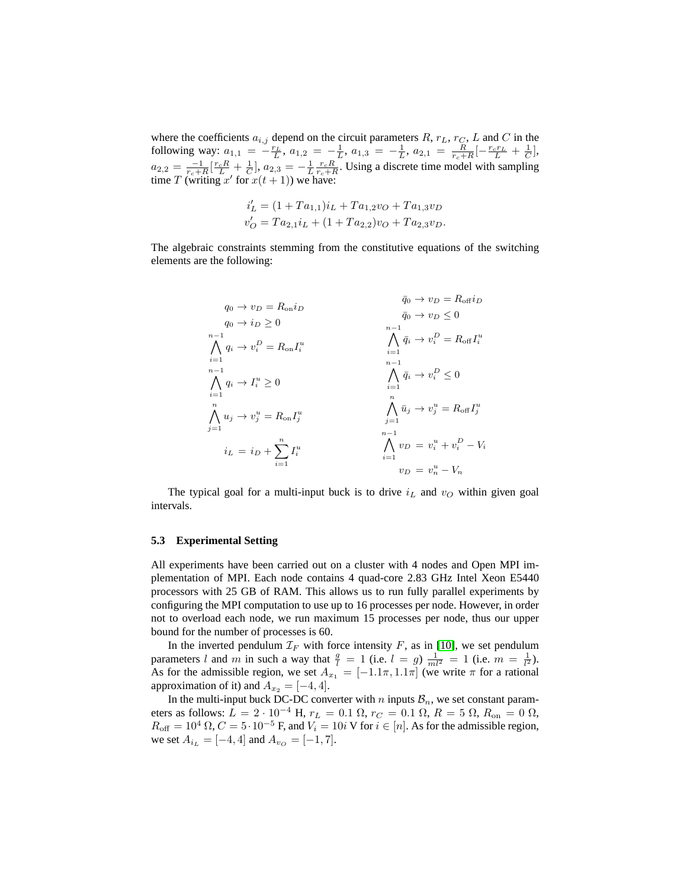where the coefficients $a_{i,j}$ depend on the circuit parameters $R$, $r_L$, $r_C$, $L$ and $C$ in the following way: $a_{1,1} = -\frac{r_L}{L}$, $a_{1,2} = -\frac{1}{L}$, $a_{1,3} = -\frac{1}{L}$, $a_{2,1} = \frac{R}{r_c+R}[-\frac{r_c r_L}{L} + \frac{1}{C}]$, $a_{2,2} = \frac{-1}{r_c+R}[\frac{r_c R}{L} + \frac{1}{C}]$, $a_{2,3} = -\frac{1}{L}\frac{r_c R}{r_c+R}$. Using a discrete time model with sampling time $T$ (writing $x'$ for $x(t+1)$) we have:

$$
\begin{aligned}
i'_L &= (1 + Ta_{1,1})i_L + Ta_{1,2}v_O + Ta_{1,3}v_D \\
v'_O &= Ta_{2,1}i_L + (1 + Ta_{2,2})v_O + Ta_{2,3}v_D.
\end{aligned}
$$

The algebraic constraints stemming from the constitutive equations of the switching elements are the following:

$$
\begin{aligned}
&q_0 \rightarrow v_D = R_{\text{on}} i_D && \bar{q}_0 \rightarrow v_D = R_{\text{off}} i_D \\
&q_0 \rightarrow i_D \geq 0 && \bar{q}_0 \rightarrow v_D \leq 0 \\
&\bigwedge_{i=1}^{n-1} q_i \rightarrow v_i^D = R_{\text{on}} I_i^u && \bigwedge_{i=1}^{n-1} \bar{q}_i \rightarrow v_i^D = R_{\text{off}} I_i^u \\
&\bigwedge_{i=1}^{n-1} q_i \rightarrow I_i^u \geq 0 && \bigwedge_{i=1}^{n-1} \bar{q}_i \rightarrow v_i^D \leq 0 \\
&\bigwedge_{j=1}^{n} u_j \rightarrow v_j^u = R_{\text{on}} I_j^u && \bigwedge_{j=1}^{n} \bar{u}_j \rightarrow v_j^u = R_{\text{off}} I_j^u \\
&i_L = i_D + \sum_{i=1}^{n} I_i^u && \bigwedge_{i=1}^{n-1} v_D = v_i^u + v_i^D - V_i \\
& && v_D = v_n^u - V_n
\end{aligned}
$$

The typical goal for a multi-input buck is to drive $i_L$ and $v_O$ within given goal intervals.

### 5.3 Experimental Setting

All experiments have been carried out on a cluster with 4 nodes and Open MPI implementation of MPI. Each node contains 4 quad-core 2.83 GHz Intel Xeon E5440 processors with 25 GB of RAM. This allows us to run fully parallel experiments by configuring the MPI computation to use up to 16 processes per node. However, in order not to overload each node, we run maximum 15 processes per node, thus our upper bound for the number of processes is 60.

In the inverted pendulum $\mathcal{I}_F$ with force intensity $F$, as in [10], we set pendulum parameters $l$ and $m$ in such a way that $\frac{g}{l} = 1$ (i.e. $l = g$) $\frac{1}{ml^2} = 1$ (i.e. $m = \frac{1}{l^2}$). As for the admissible region, we set $A_{x_1} = [-1.1\pi, 1.1\pi]$ (we write $\pi$ for a rational approximation of it) and $A_{x_2} = [-4, 4]$.

In the multi-input buck DC-DC converter with $n$ inputs $\mathcal{B}_n$, we set constant parameters as follows: $L = 2 \cdot 10^{-4}$ H, $r_L = 0.1$ Ω, $r_C = 0.1$ Ω, $R = 5$ Ω, $R_{\text{on}} = 0$ Ω, $R_{\text{off}} = 10^4$ Ω, $C = 5 \cdot 10^{-5}$ F, and $V_i = 10i$ V for $i \in [n]$. As for the admissible region, we set $A_{i_L} = [-4, 4]$ and $A_{v_O} = [-1, 7]$.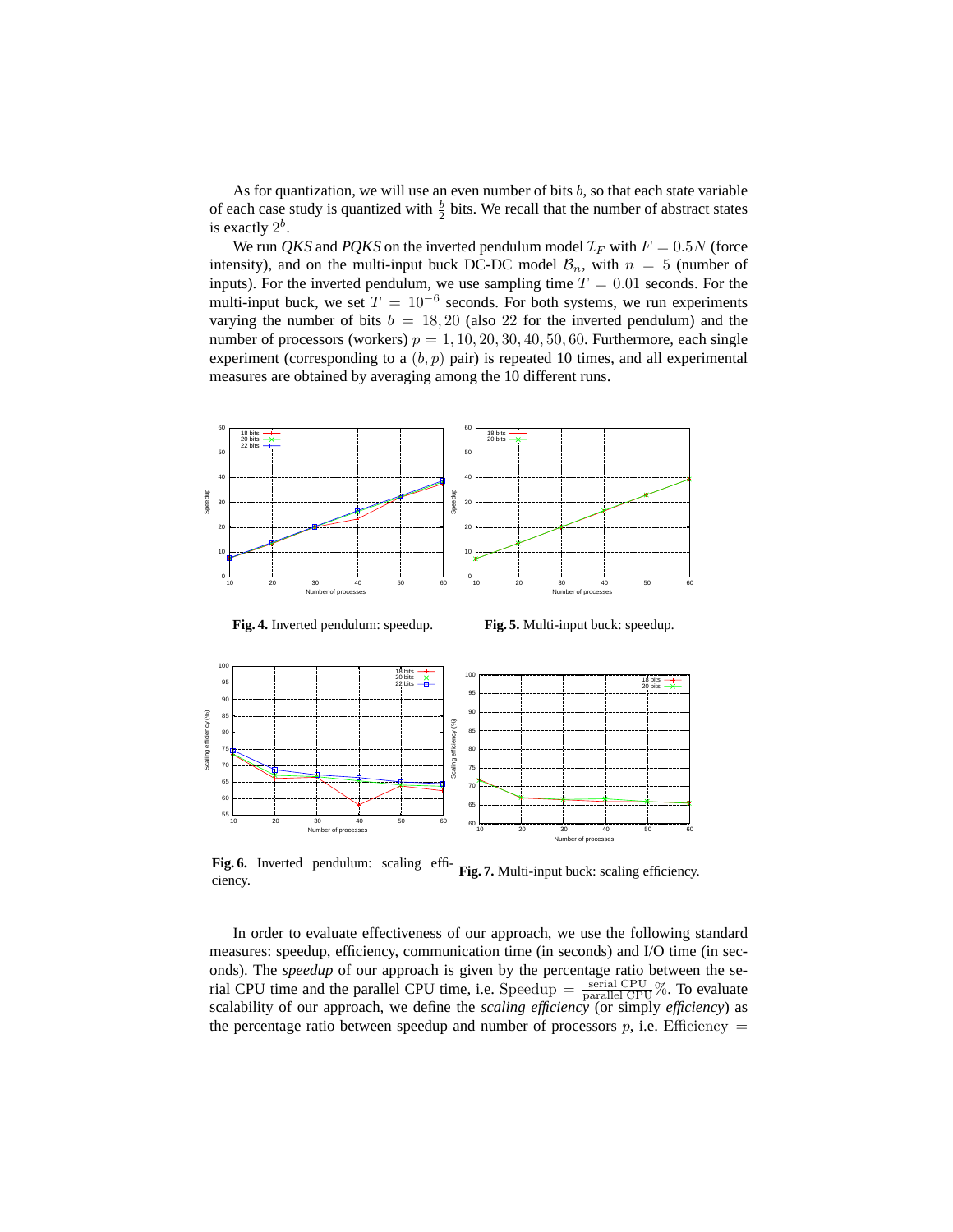As for quantization, we will use an even number of bits $b$, so that each state variable of each case study is quantized with $\frac{b}{2}$ bits. We recall that the number of abstract states is exactly $2^b$.

We run *QKS* and *PQKS* on the inverted pendulum model $\mathcal{I}_F$ with $F = 0.5N$ (force intensity), and on the multi-input buck DC-DC model $\mathcal{B}_n$, with $n = 5$ (number of inputs). For the inverted pendulum, we use sampling time $T = 0.01$ seconds. For the multi-input buck, we set $T = 10^{-6}$ seconds. For both systems, we run experiments varying the number of bits $b = 18, 20$ (also 22 for the inverted pendulum) and the number of processors (workers) $p = 1, 10, 20, 30, 40, 50, 60$. Furthermore, each single experiment (corresponding to a $(b, p)$ pair) is repeated 10 times, and all experimental measures are obtained by averaging among the 10 different runs.

**Fig. 4.** Inverted pendulum: speedup.

**Fig. 5.** Multi-input buck: speedup.

**Fig. 6.** Inverted pendulum: scaling efficiency.

**Fig. 7.** Multi-input buck: scaling efficiency.

In order to evaluate effectiveness of our approach, we use the following standard measures: speedup, efficiency, communication time (in seconds) and I/O time (in seconds). The *speedup* of our approach is given by the percentage ratio between the serial CPU time and the parallel CPU time, i.e. $\text{Speedup} = \frac{\text{serial CPU}}{\text{parallel CPU}}\%$. To evaluate scalability of our approach, we define the *scaling efficiency* (or simply *efficiency*) as the percentage ratio between speedup and number of processors $p$, i.e. $\text{Efficiency} =$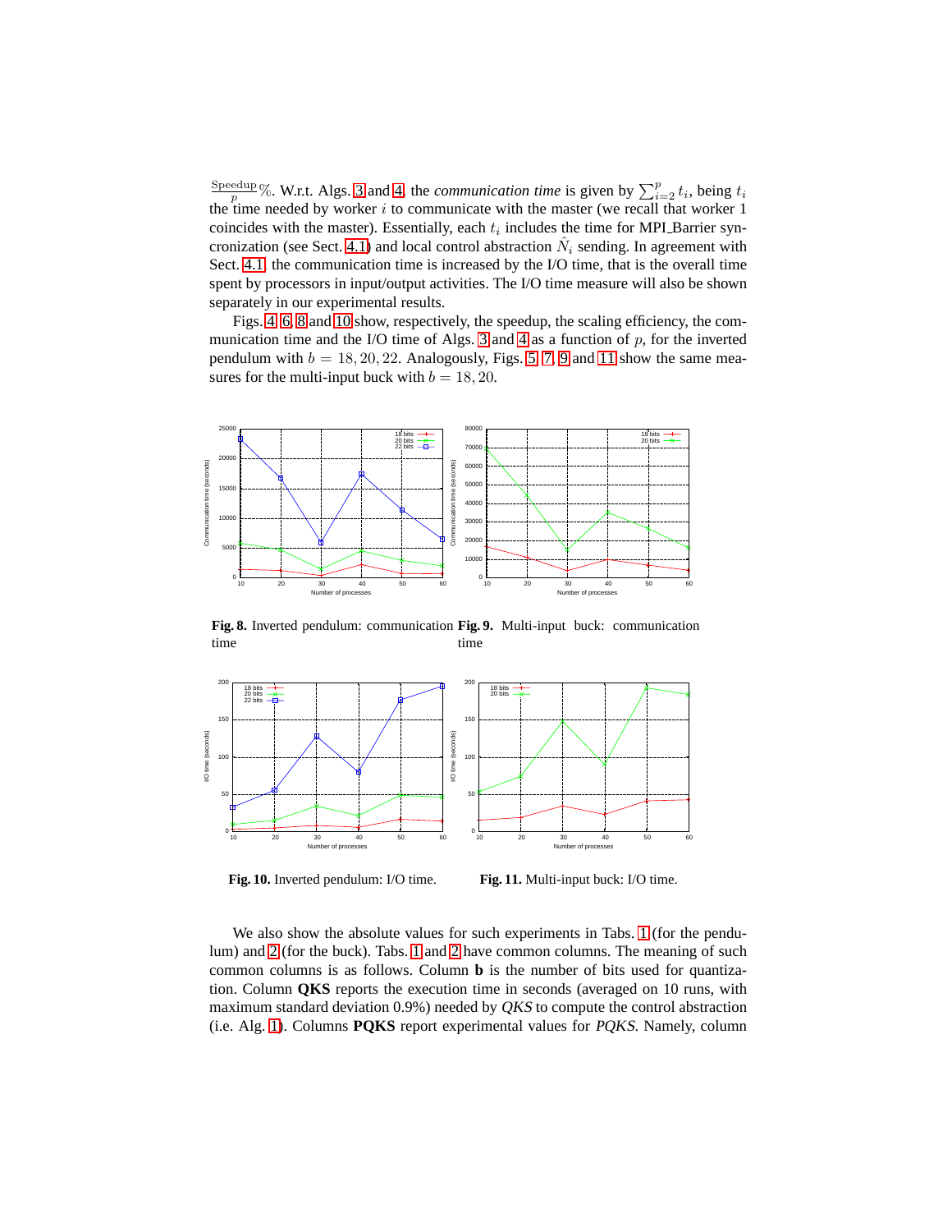$\frac{\text{Speedup}}{p}\%$. W.r.t. Algs. 3 and 4, the *communication time* is given by $\sum_{i=2}^{p} t_i$, being $t_i$ the time needed by worker $i$ to communicate with the master (we recall that worker 1 coincides with the master). Essentially, each $t_i$ includes the time for MPI_Barrier synchronization (see Sect. 4.1) and local control abstraction $\hat{N}_i$ sending. In agreement with Sect. 4.1, the communication time is increased by the I/O time, that is the overall time spent by processors in input/output activities. The I/O time measure will also be shown separately in our experimental results.

Figs. 4, 6, 8 and 10 show, respectively, the speedup, the scaling efficiency, the communication time and the I/O time of Algs. 3 and 4 as a function of $p$, for the inverted pendulum with $b = 18, 20, 22$. Analogously, Figs. 5, 7, 9 and 11 show the same measures for the multi-input buck with $b = 18, 20$.

**Fig. 8.** Inverted pendulum: communication time

**Fig. 9.** Multi-input buck: communication time

**Fig. 10.** Inverted pendulum: I/O time.

**Fig. 11.** Multi-input buck: I/O time.

We also show the absolute values for such experiments in Tabs. 1 (for the pendulum) and 2 (for the buck). Tabs. 1 and 2 have common columns. The meaning of such common columns is as follows. Column **b** is the number of bits used for quantization. Column **QKS** reports the execution time in seconds (averaged on 10 runs, with maximum standard deviation 0.9%) needed by *QKS* to compute the control abstraction (i.e. Alg. 1). Columns **PQKS** report experimental values for *PQKS*. Namely, column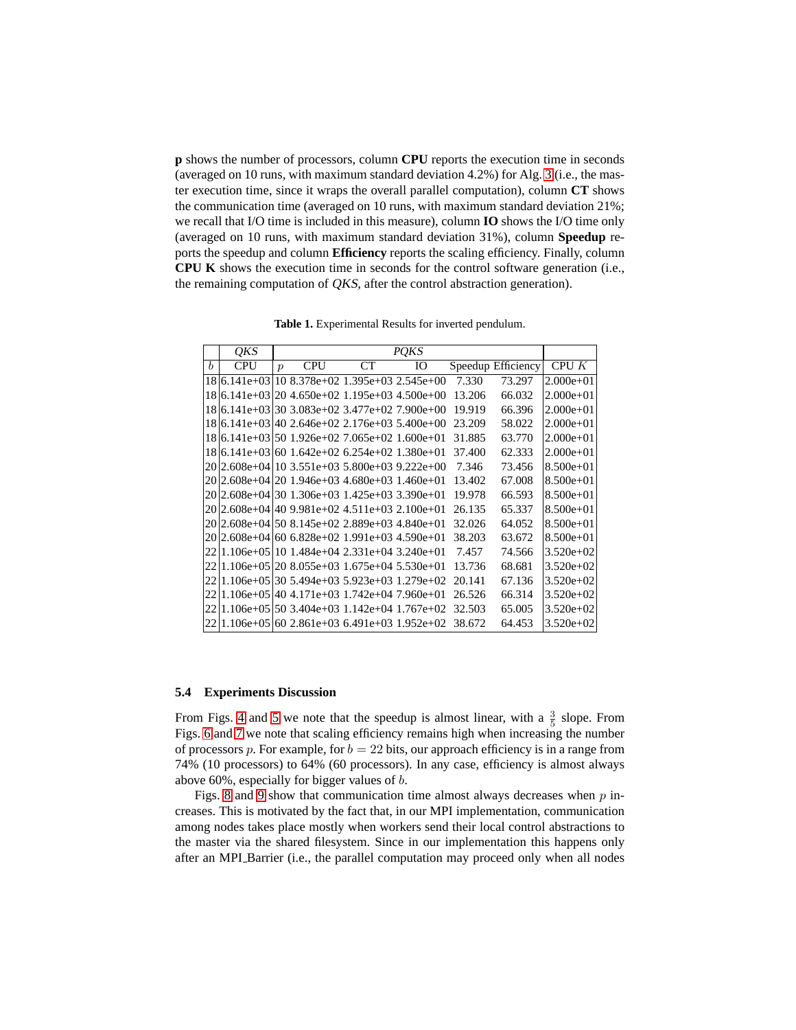**p** shows the number of processors, column **CPU** reports the execution time in seconds (averaged on 10 runs, with maximum standard deviation 4.2%) for Alg. 3 (i.e., the master execution time, since it wraps the overall parallel computation), column **CT** shows the communication time (averaged on 10 runs, with maximum standard deviation 21%; we recall that I/O time is included in this measure), column **IO** shows the I/O time only (averaged on 10 runs, with maximum standard deviation 31%), column **Speedup** reports the speedup and column **Efficiency** reports the scaling efficiency. Finally, column **CPU K** shows the execution time in seconds for the control software generation (i.e., the remaining computation of *QKS*, after the control abstraction generation).

**Table 1.** Experimental Results for inverted pendulum.

| | *QKS* | *PQKS* | | | | | | |
|---|---|---|---|---|---|---|---|---|
| $b$ | CPU | $p$ | CPU | CT | IO | Speedup | Efficiency | CPU $K$ |
| 18 | 6.141e+03 | 10 | 8.378e+02 | 1.395e+03 | 2.545e+00 | 7.330 | 73.297 | 2.000e+01 |
| 18 | 6.141e+03 | 20 | 4.650e+02 | 1.195e+03 | 4.500e+00 | 13.206 | 66.032 | 2.000e+01 |
| 18 | 6.141e+03 | 30 | 3.083e+02 | 3.477e+02 | 7.900e+00 | 19.919 | 66.396 | 2.000e+01 |
| 18 | 6.141e+03 | 40 | 2.646e+02 | 2.176e+03 | 5.400e+00 | 23.209 | 58.022 | 2.000e+01 |
| 18 | 6.141e+03 | 50 | 1.926e+02 | 7.065e+02 | 1.600e+01 | 31.885 | 63.770 | 2.000e+01 |
| 18 | 6.141e+03 | 60 | 1.642e+02 | 6.254e+02 | 1.380e+01 | 37.400 | 62.333 | 2.000e+01 |
| 20 | 2.608e+04 | 10 | 3.551e+03 | 5.800e+03 | 9.222e+00 | 7.346 | 73.456 | 8.500e+01 |
| 20 | 2.608e+04 | 20 | 1.946e+03 | 4.680e+03 | 1.460e+01 | 13.402 | 67.008 | 8.500e+01 |
| 20 | 2.608e+04 | 30 | 1.306e+03 | 1.425e+03 | 3.390e+01 | 19.978 | 66.593 | 8.500e+01 |
| 20 | 2.608e+04 | 40 | 9.981e+02 | 4.511e+03 | 2.100e+01 | 26.135 | 65.337 | 8.500e+01 |
| 20 | 2.608e+04 | 50 | 8.145e+02 | 2.889e+03 | 4.840e+01 | 32.026 | 64.052 | 8.500e+01 |
| 20 | 2.608e+04 | 60 | 6.828e+02 | 1.991e+03 | 4.590e+01 | 38.203 | 63.672 | 8.500e+01 |
| 22 | 1.106e+05 | 10 | 1.484e+04 | 2.331e+04 | 3.240e+01 | 7.457 | 74.566 | 3.520e+02 |
| 22 | 1.106e+05 | 20 | 8.055e+03 | 1.675e+04 | 5.530e+01 | 13.736 | 68.681 | 3.520e+02 |
| 22 | 1.106e+05 | 30 | 5.494e+03 | 5.923e+03 | 1.279e+02 | 20.141 | 67.136 | 3.520e+02 |
| 22 | 1.106e+05 | 40 | 4.171e+03 | 1.742e+04 | 7.960e+01 | 26.526 | 66.314 | 3.520e+02 |
| 22 | 1.106e+05 | 50 | 3.404e+03 | 1.142e+04 | 1.767e+02 | 32.503 | 65.005 | 3.520e+02 |
| 22 | 1.106e+05 | 60 | 2.861e+03 | 6.491e+03 | 1.952e+02 | 38.672 | 64.453 | 3.520e+02 |

### 5.4 Experiments Discussion

From Figs. 4 and 5 we note that the speedup is almost linear, with a $\frac{3}{5}$ slope. From Figs. 6 and 7 we note that scaling efficiency remains high when increasing the number of processors $p$. For example, for $b = 22$ bits, our approach efficiency is in a range from 74% (10 processors) to 64% (60 processors). In any case, efficiency is almost always above 60%, especially for bigger values of $b$.

Figs. 8 and 9 show that communication time almost always decreases when $p$ increases. This is motivated by the fact that, in our MPI implementation, communication among nodes takes place mostly when workers send their local control abstractions to the master via the shared filesystem. Since in our implementation this happens only after an MPI_Barrier (i.e., the parallel computation may proceed only when all nodes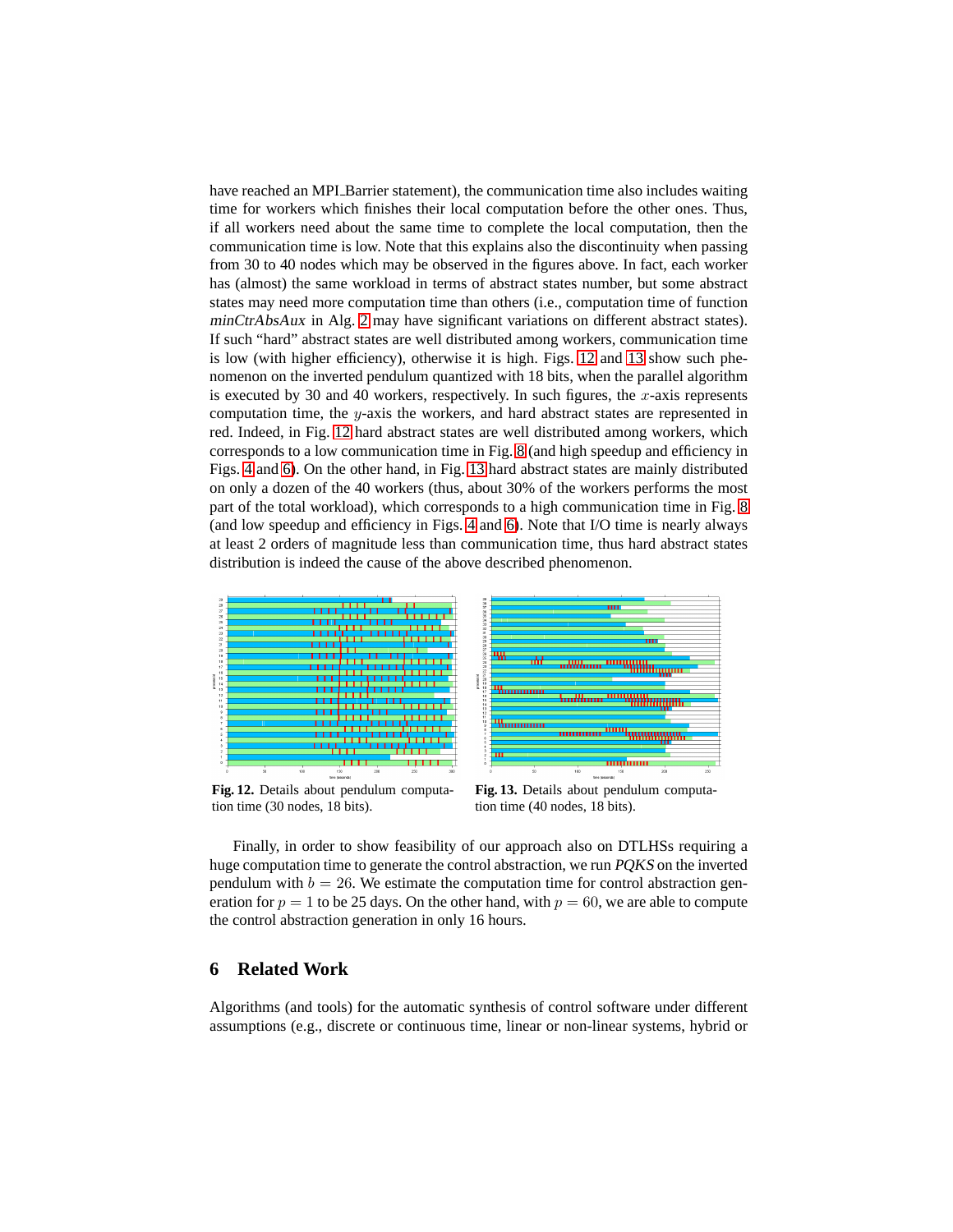have reached an MPI_Barrier statement), the communication time also includes waiting time for workers which finishes their local computation before the other ones. Thus, if all workers need about the same time to complete the local computation, then the communication time is low. Note that this explains also the discontinuity when passing from 30 to 40 nodes which may be observed in the figures above. In fact, each worker has (almost) the same workload in terms of abstract states number, but some abstract states may need more computation time than others (i.e., computation time of function *minCtrAbsAux* in Alg. 2 may have significant variations on different abstract states). If such "hard" abstract states are well distributed among workers, communication time is low (with higher efficiency), otherwise it is high. Figs. 12 and 13 show such phenomenon on the inverted pendulum quantized with 18 bits, when the parallel algorithm is executed by 30 and 40 workers, respectively. In such figures, the $x$-axis represents computation time, the $y$-axis the workers, and hard abstract states are represented in red. Indeed, in Fig. 12 hard abstract states are well distributed among workers, which corresponds to a low communication time in Fig. 8 (and high speedup and efficiency in Figs. 4 and 6). On the other hand, in Fig. 13 hard abstract states are mainly distributed on only a dozen of the 40 workers (thus, about 30% of the workers performs the most part of the total workload), which corresponds to a high communication time in Fig. 8 (and low speedup and efficiency in Figs. 4 and 6). Note that I/O time is nearly always at least 2 orders of magnitude less than communication time, thus hard abstract states distribution is indeed the cause of the above described phenomenon.

**Fig. 12.** Details about pendulum computation time (30 nodes, 18 bits).

**Fig. 13.** Details about pendulum computation time (40 nodes, 18 bits).

Finally, in order to show feasibility of our approach also on DTLHSs requiring a huge computation time to generate the control abstraction, we run *PQKS* on the inverted pendulum with $b = 26$. We estimate the computation time for control abstraction generation for $p = 1$ to be 25 days. On the other hand, with $p = 60$, we are able to compute the control abstraction generation in only 16 hours.

## 6 Related Work

Algorithms (and tools) for the automatic synthesis of control software under different assumptions (e.g., discrete or continuous time, linear or non-linear systems, hybrid or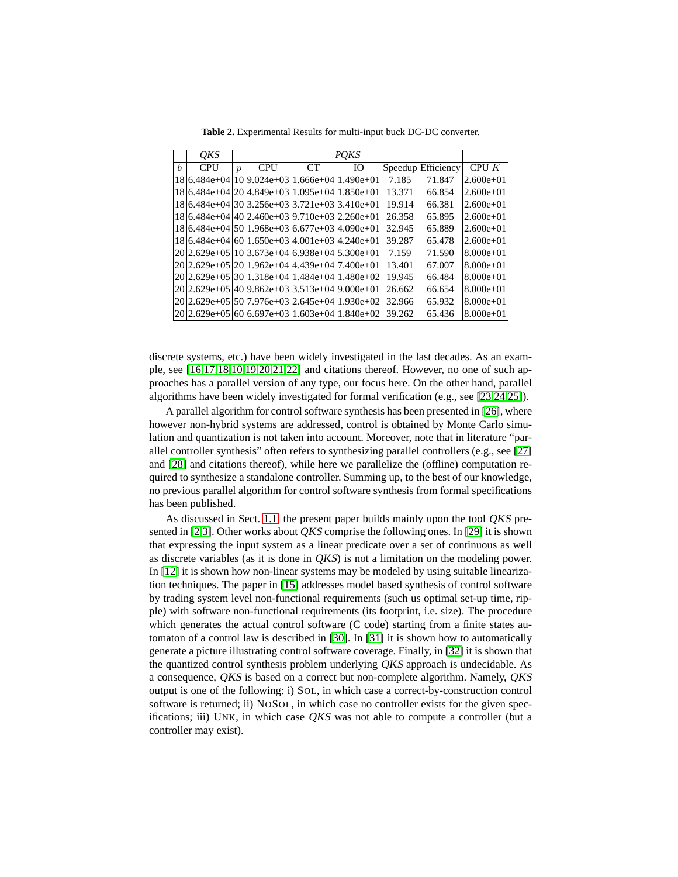**Table 2.** Experimental Results for multi-input buck DC-DC converter.

| | *QKS* | *PQKS* | | | | | | | |
|---|---|---|---|---|---|---|---|---|---|
| $b$ | CPU | $p$ | CPU | CT | IO | Speedup | Efficiency | CPU $K$ |
| 18 | 6.484e+04 | 10 | 9.024e+03 | 1.666e+04 | 1.490e+01 | 7.185 | 71.847 | 2.600e+01 |
| 18 | 6.484e+04 | 20 | 4.849e+03 | 1.095e+04 | 1.850e+01 | 13.371 | 66.854 | 2.600e+01 |
| 18 | 6.484e+04 | 30 | 3.256e+03 | 3.721e+03 | 3.410e+01 | 19.914 | 66.381 | 2.600e+01 |
| 18 | 6.484e+04 | 40 | 2.460e+03 | 9.710e+03 | 2.260e+01 | 26.358 | 65.895 | 2.600e+01 |
| 18 | 6.484e+04 | 50 | 1.968e+03 | 6.677e+03 | 4.090e+01 | 32.945 | 65.889 | 2.600e+01 |
| 18 | 6.484e+04 | 60 | 1.650e+03 | 4.001e+03 | 4.240e+01 | 39.287 | 65.478 | 2.600e+01 |
| 20 | 2.629e+05 | 10 | 3.673e+04 | 6.938e+04 | 5.300e+01 | 7.159 | 71.590 | 8.000e+01 |
| 20 | 2.629e+05 | 20 | 1.962e+04 | 4.439e+04 | 7.400e+01 | 13.401 | 67.007 | 8.000e+01 |
| 20 | 2.629e+05 | 30 | 1.318e+04 | 1.484e+04 | 1.480e+02 | 19.945 | 66.484 | 8.000e+01 |
| 20 | 2.629e+05 | 40 | 9.862e+03 | 3.513e+04 | 9.000e+01 | 26.662 | 66.654 | 8.000e+01 |
| 20 | 2.629e+05 | 50 | 7.976e+03 | 2.645e+04 | 1.930e+02 | 32.966 | 65.932 | 8.000e+01 |
| 20 | 2.629e+05 | 60 | 6.697e+03 | 1.603e+04 | 1.840e+02 | 39.262 | 65.436 | 8.000e+01 |

discrete systems, etc.) have been widely investigated in the last decades. As an example, see [16,17,18,10,19,20,21,22] and citations thereof. However, no one of such approaches has a parallel version of any type, our focus here. On the other hand, parallel algorithms have been widely investigated for formal verification (e.g., see [23,24,25]).

A parallel algorithm for control software synthesis has been presented in [26], where however non-hybrid systems are addressed, control is obtained by Monte Carlo simulation and quantization is not taken into account. Moreover, note that in literature "parallel controller synthesis" often refers to synthesizing parallel controllers (e.g., see [27] and [28] and citations thereof), while here we parallelize the (offline) computation required to synthesize a standalone controller. Summing up, to the best of our knowledge, no previous parallel algorithm for control software synthesis from formal specifications has been published.

As discussed in Sect. 1.1, the present paper builds mainly upon the tool *QKS* presented in [2,3]. Other works about *QKS* comprise the following ones. In [29] it is shown that expressing the input system as a linear predicate over a set of continuous as well as discrete variables (as it is done in *QKS*) is not a limitation on the modeling power. In [12] it is shown how non-linear systems may be modeled by using suitable linearization techniques. The paper in [15] addresses model based synthesis of control software by trading system level non-functional requirements (such us optimal set-up time, ripple) with software non-functional requirements (its footprint, i.e. size). The procedure which generates the actual control software (C code) starting from a finite states automaton of a control law is described in [30]. In [31] it is shown how to automatically generate a picture illustrating control software coverage. Finally, in [32] it is shown that the quantized control synthesis problem underlying *QKS* approach is undecidable. As a consequence, *QKS* is based on a correct but non-complete algorithm. Namely, *QKS* output is one of the following: i) SOL, in which case a correct-by-construction control software is returned; ii) NOSOL, in which case no controller exists for the given specifications; iii) UNK, in which case *QKS* was not able to compute a controller (but a controller may exist).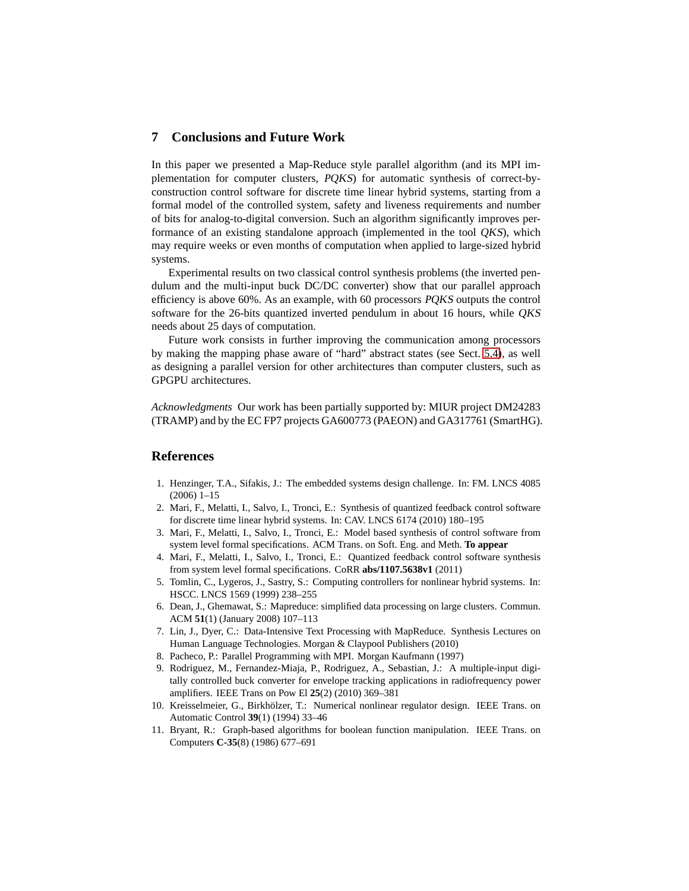## 7 Conclusions and Future Work

In this paper we presented a Map-Reduce style parallel algorithm (and its MPI implementation for computer clusters, *PQKS*) for automatic synthesis of correct-by-construction control software for discrete time linear hybrid systems, starting from a formal model of the controlled system, safety and liveness requirements and number of bits for analog-to-digital conversion. Such an algorithm significantly improves performance of an existing standalone approach (implemented in the tool *QKS*), which may require weeks or even months of computation when applied to large-sized hybrid systems.

Experimental results on two classical control synthesis problems (the inverted pendulum and the multi-input buck DC/DC converter) show that our parallel approach efficiency is above 60%. As an example, with 60 processors *PQKS* outputs the control software for the 26-bits quantized inverted pendulum in about 16 hours, while *QKS* needs about 25 days of computation.

Future work consists in further improving the communication among processors by making the mapping phase aware of "hard" abstract states (see Sect. 5.4), as well as designing a parallel version for other architectures than computer clusters, such as GPGPU architectures.

*Acknowledgments* Our work has been partially supported by: MIUR project DM24283 (TRAMP) and by the EC FP7 projects GA600773 (PAEON) and GA317761 (SmartHG).

## References

1. Henzinger, T.A., Sifakis, J.: The embedded systems design challenge. In: FM. LNCS 4085 (2006) 1–15
2. Mari, F., Melatti, I., Salvo, I., Tronci, E.: Synthesis of quantized feedback control software for discrete time linear hybrid systems. In: CAV. LNCS 6174 (2010) 180–195
3. Mari, F., Melatti, I., Salvo, I., Tronci, E.: Model based synthesis of control software from system level formal specifications. ACM Trans. on Soft. Eng. and Meth. **To appear**
4. Mari, F., Melatti, I., Salvo, I., Tronci, E.: Quantized feedback control software synthesis from system level formal specifications. CoRR **abs/1107.5638v1** (2011)
5. Tomlin, C., Lygeros, J., Sastry, S.: Computing controllers for nonlinear hybrid systems. In: HSCC. LNCS 1569 (1999) 238–255
6. Dean, J., Ghemawat, S.: Mapreduce: simplified data processing on large clusters. Commun. ACM **51**(1) (January 2008) 107–113
7. Lin, J., Dyer, C.: Data-Intensive Text Processing with MapReduce. Synthesis Lectures on Human Language Technologies. Morgan & Claypool Publishers (2010)
8. Pacheco, P.: Parallel Programming with MPI. Morgan Kaufmann (1997)
9. Rodriguez, M., Fernandez-Miaja, P., Rodriguez, A., Sebastian, J.: A multiple-input digitally controlled buck converter for envelope tracking applications in radiofrequency power amplifiers. IEEE Trans on Pow El **25**(2) (2010) 369–381
10. Kreisselmeier, G., Birkhölzer, T.: Numerical nonlinear regulator design. IEEE Trans. on Automatic Control **39**(1) (1994) 33–46
11. Bryant, R.: Graph-based algorithms for boolean function manipulation. IEEE Trans. on Computers **C-35**(8) (1986) 677–691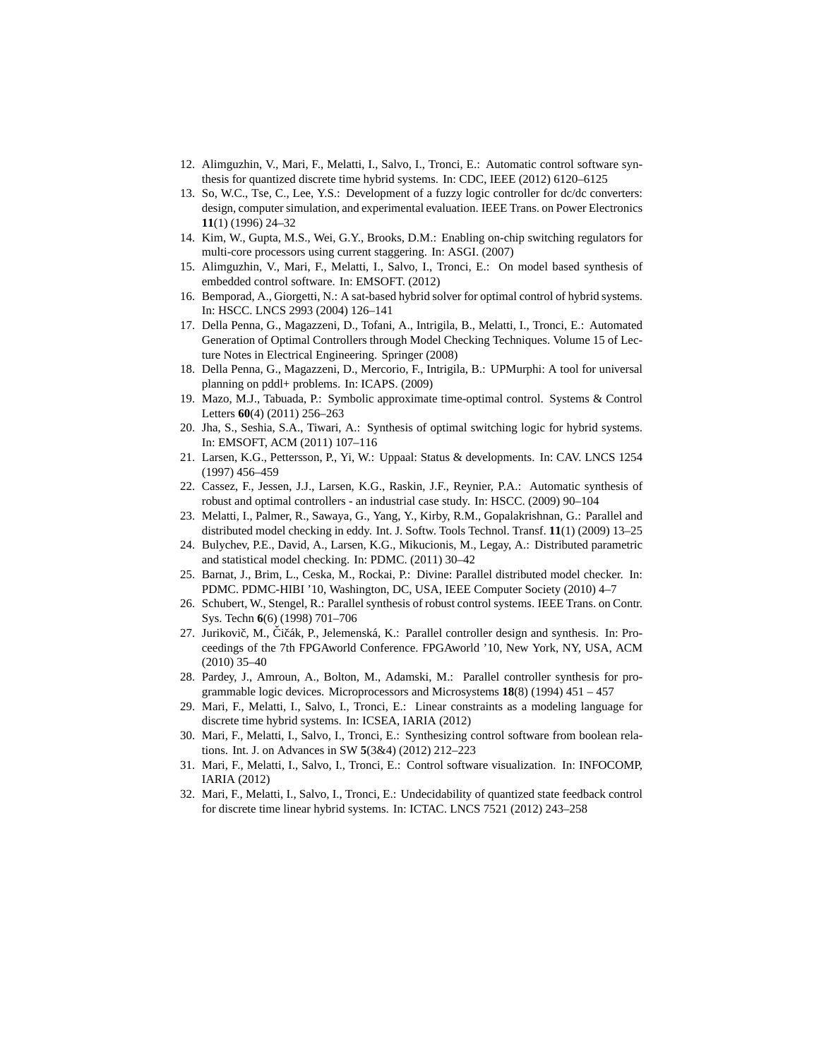12. Alimguzhin, V., Mari, F., Melatti, I., Salvo, I., Tronci, E.: Automatic control software synthesis for quantized discrete time hybrid systems. In: CDC, IEEE (2012) 6120–6125
13. So, W.C., Tse, C., Lee, Y.S.: Development of a fuzzy logic controller for dc/dc converters: design, computer simulation, and experimental evaluation. IEEE Trans. on Power Electronics **11**(1) (1996) 24–32
14. Kim, W., Gupta, M.S., Wei, G.Y., Brooks, D.M.: Enabling on-chip switching regulators for multi-core processors using current staggering. In: ASGI. (2007)
15. Alimguzhin, V., Mari, F., Melatti, I., Salvo, I., Tronci, E.: On model based synthesis of embedded control software. In: EMSOFT. (2012)
16. Bemporad, A., Giorgetti, N.: A sat-based hybrid solver for optimal control of hybrid systems. In: HSCC. LNCS 2993 (2004) 126–141
17. Della Penna, G., Magazzeni, D., Tofani, A., Intrigila, B., Melatti, I., Tronci, E.: Automated Generation of Optimal Controllers through Model Checking Techniques. Volume 15 of Lecture Notes in Electrical Engineering. Springer (2008)
18. Della Penna, G., Magazzeni, D., Mercorio, F., Intrigila, B.: UPMurphi: A tool for universal planning on pddl+ problems. In: ICAPS. (2009)
19. Mazo, M.J., Tabuada, P.: Symbolic approximate time-optimal control. Systems & Control Letters **60**(4) (2011) 256–263
20. Jha, S., Seshia, S.A., Tiwari, A.: Synthesis of optimal switching logic for hybrid systems. In: EMSOFT, ACM (2011) 107–116
21. Larsen, K.G., Pettersson, P., Yi, W.: Uppaal: Status & developments. In: CAV. LNCS 1254 (1997) 456–459
22. Cassez, F., Jessen, J.J., Larsen, K.G., Raskin, J.F., Reynier, P.A.: Automatic synthesis of robust and optimal controllers - an industrial case study. In: HSCC. (2009) 90–104
23. Melatti, I., Palmer, R., Sawaya, G., Yang, Y., Kirby, R.M., Gopalakrishnan, G.: Parallel and distributed model checking in eddy. Int. J. Softw. Tools Technol. Transf. **11**(1) (2009) 13–25
24. Bulychev, P.E., David, A., Larsen, K.G., Mikucionis, M., Legay, A.: Distributed parametric and statistical model checking. In: PDMC. (2011) 30–42
25. Barnat, J., Brim, L., Ceska, M., Rockai, P.: Divine: Parallel distributed model checker. In: PDMC. PDMC-HIBI '10, Washington, DC, USA, IEEE Computer Society (2010) 4–7
26. Schubert, W., Stengel, R.: Parallel synthesis of robust control systems. IEEE Trans. on Contr. Sys. Techn **6**(6) (1998) 701–706
27. Jurikovič, M., Čičák, P., Jelemenská, K.: Parallel controller design and synthesis. In: Proceedings of the 7th FPGAworld Conference. FPGAworld '10, New York, NY, USA, ACM (2010) 35–40
28. Pardey, J., Amroun, A., Bolton, M., Adamski, M.: Parallel controller synthesis for programmable logic devices. Microprocessors and Microsystems **18**(8) (1994) 451 – 457
29. Mari, F., Melatti, I., Salvo, I., Tronci, E.: Linear constraints as a modeling language for discrete time hybrid systems. In: ICSEA, IARIA (2012)
30. Mari, F., Melatti, I., Salvo, I., Tronci, E.: Synthesizing control software from boolean relations. Int. J. on Advances in SW **5**(3&4) (2012) 212–223
31. Mari, F., Melatti, I., Salvo, I., Tronci, E.: Control software visualization. In: INFOCOMP, IARIA (2012)
32. Mari, F., Melatti, I., Salvo, I., Tronci, E.: Undecidability of quantized state feedback control for discrete time linear hybrid systems. In: ICTAC. LNCS 7521 (2012) 243–258